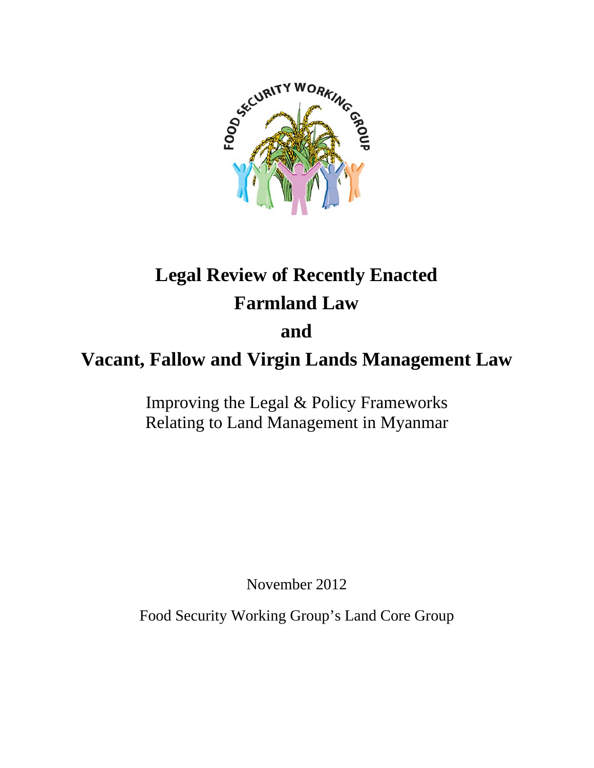# Legal Review of Recently Enacted Farmland Law and Vacant, Fallow and Virgin Lands Management Law

Improving the Legal & Policy Frameworks Relating to Land Management in Myanmar

November 2012

Food Security Working Group's Land Core Group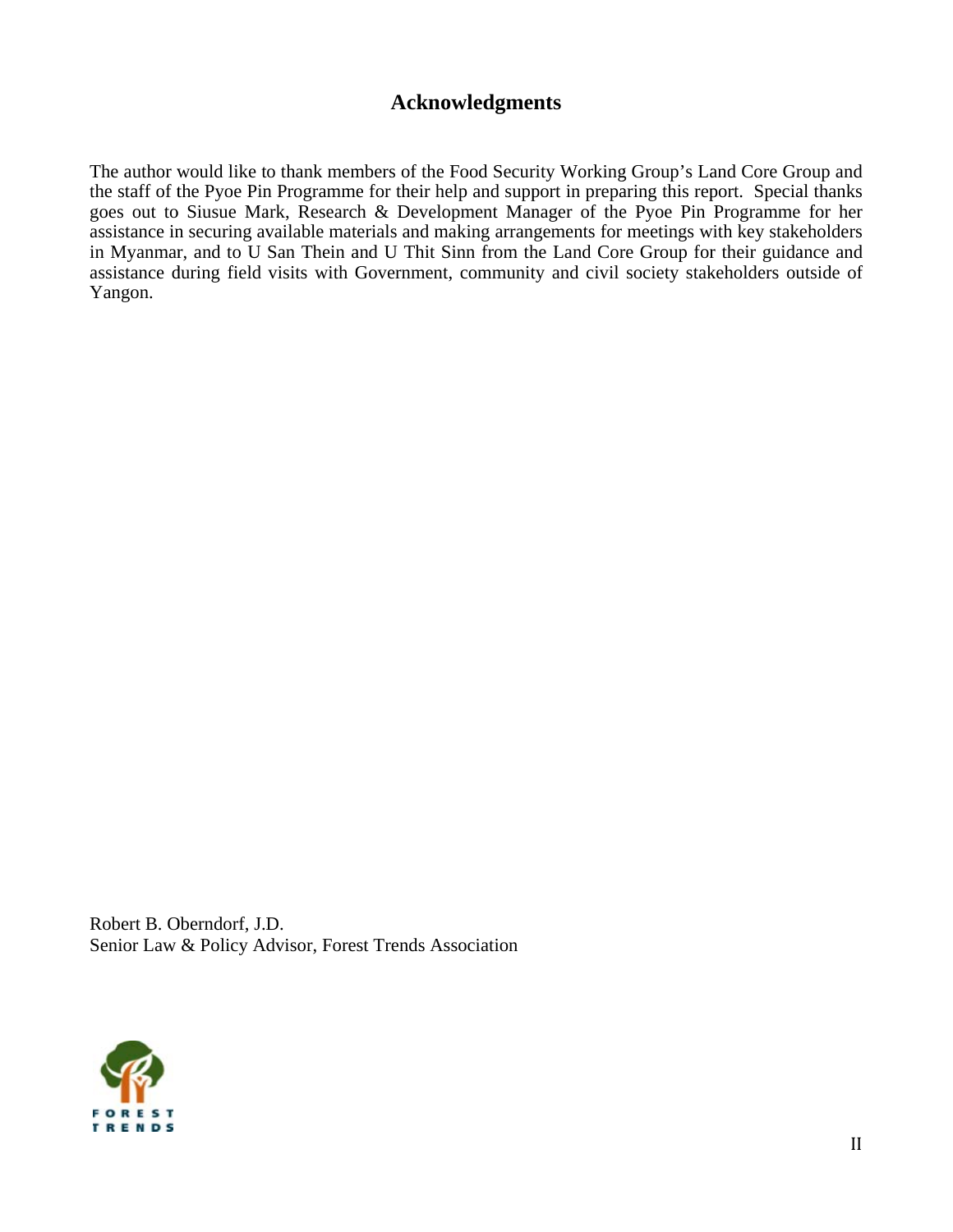# Acknowledgments

The author would like to thank members of the Food Security Working Group's Land Core Group and the staff of the Pyoe Pin Programme for their help and support in preparing this report. Special thanks goes out to Siusue Mark, Research & Development Manager of the Pyoe Pin Programme for her assistance in securing available materials and making arrangements for meetings with key stakeholders in Myanmar, and to U San Thein and U Thit Sinn from the Land Core Group for their guidance and assistance during field visits with Government, community and civil society stakeholders outside of Yangon.

Robert B. Oberndorf, J.D.
Senior Law & Policy Advisor, Forest Trends Association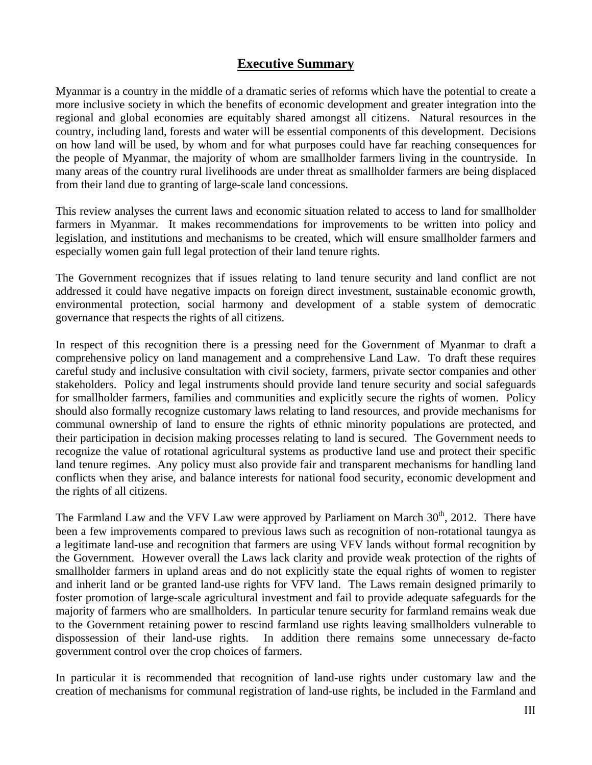# Executive Summary

Myanmar is a country in the middle of a dramatic series of reforms which have the potential to create a more inclusive society in which the benefits of economic development and greater integration into the regional and global economies are equitably shared amongst all citizens. Natural resources in the country, including land, forests and water will be essential components of this development. Decisions on how land will be used, by whom and for what purposes could have far reaching consequences for the people of Myanmar, the majority of whom are smallholder farmers living in the countryside. In many areas of the country rural livelihoods are under threat as smallholder farmers are being displaced from their land due to granting of large-scale land concessions.

This review analyses the current laws and economic situation related to access to land for smallholder farmers in Myanmar. It makes recommendations for improvements to be written into policy and legislation, and institutions and mechanisms to be created, which will ensure smallholder farmers and especially women gain full legal protection of their land tenure rights.

The Government recognizes that if issues relating to land tenure security and land conflict are not addressed it could have negative impacts on foreign direct investment, sustainable economic growth, environmental protection, social harmony and development of a stable system of democratic governance that respects the rights of all citizens.

In respect of this recognition there is a pressing need for the Government of Myanmar to draft a comprehensive policy on land management and a comprehensive Land Law. To draft these requires careful study and inclusive consultation with civil society, farmers, private sector companies and other stakeholders. Policy and legal instruments should provide land tenure security and social safeguards for smallholder farmers, families and communities and explicitly secure the rights of women. Policy should also formally recognize customary laws relating to land resources, and provide mechanisms for communal ownership of land to ensure the rights of ethnic minority populations are protected, and their participation in decision making processes relating to land is secured. The Government needs to recognize the value of rotational agricultural systems as productive land use and protect their specific land tenure regimes. Any policy must also provide fair and transparent mechanisms for handling land conflicts when they arise, and balance interests for national food security, economic development and the rights of all citizens.

The Farmland Law and the VFV Law were approved by Parliament on March 30th, 2012. There have been a few improvements compared to previous laws such as recognition of non-rotational taungya as a legitimate land-use and recognition that farmers are using VFV lands without formal recognition by the Government. However overall the Laws lack clarity and provide weak protection of the rights of smallholder farmers in upland areas and do not explicitly state the equal rights of women to register and inherit land or be granted land-use rights for VFV land. The Laws remain designed primarily to foster promotion of large-scale agricultural investment and fail to provide adequate safeguards for the majority of farmers who are smallholders. In particular tenure security for farmland remains weak due to the Government retaining power to rescind farmland use rights leaving smallholders vulnerable to dispossession of their land-use rights. In addition there remains some unnecessary de-facto government control over the crop choices of farmers.

In particular it is recommended that recognition of land-use rights under customary law and the creation of mechanisms for communal registration of land-use rights, be included in the Farmland and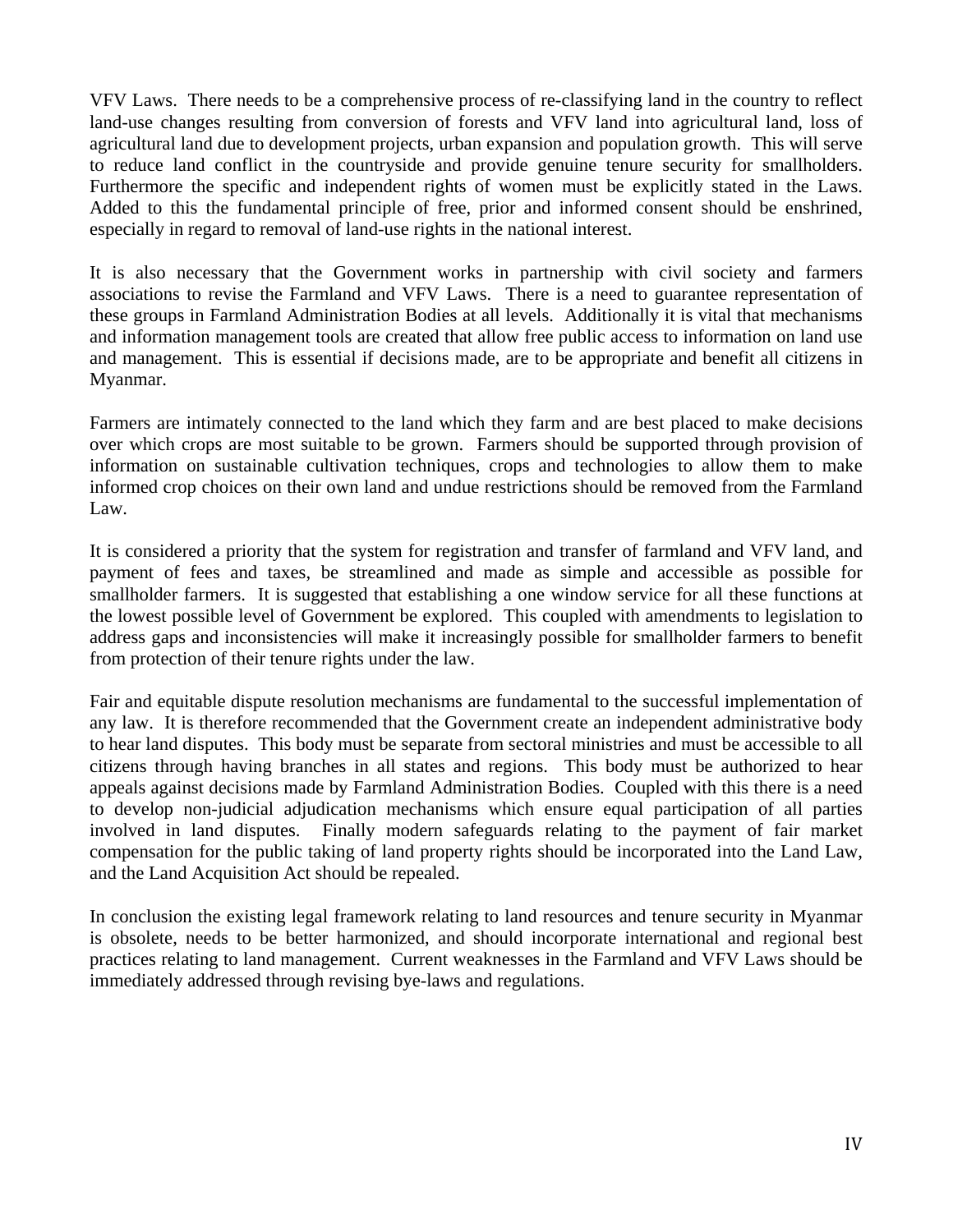VFV Laws. There needs to be a comprehensive process of re-classifying land in the country to reflect land-use changes resulting from conversion of forests and VFV land into agricultural land, loss of agricultural land due to development projects, urban expansion and population growth. This will serve to reduce land conflict in the countryside and provide genuine tenure security for smallholders. Furthermore the specific and independent rights of women must be explicitly stated in the Laws. Added to this the fundamental principle of free, prior and informed consent should be enshrined, especially in regard to removal of land-use rights in the national interest.

It is also necessary that the Government works in partnership with civil society and farmers associations to revise the Farmland and VFV Laws. There is a need to guarantee representation of these groups in Farmland Administration Bodies at all levels. Additionally it is vital that mechanisms and information management tools are created that allow free public access to information on land use and management. This is essential if decisions made, are to be appropriate and benefit all citizens in Myanmar.

Farmers are intimately connected to the land which they farm and are best placed to make decisions over which crops are most suitable to be grown. Farmers should be supported through provision of information on sustainable cultivation techniques, crops and technologies to allow them to make informed crop choices on their own land and undue restrictions should be removed from the Farmland Law.

It is considered a priority that the system for registration and transfer of farmland and VFV land, and payment of fees and taxes, be streamlined and made as simple and accessible as possible for smallholder farmers. It is suggested that establishing a one window service for all these functions at the lowest possible level of Government be explored. This coupled with amendments to legislation to address gaps and inconsistencies will make it increasingly possible for smallholder farmers to benefit from protection of their tenure rights under the law.

Fair and equitable dispute resolution mechanisms are fundamental to the successful implementation of any law. It is therefore recommended that the Government create an independent administrative body to hear land disputes. This body must be separate from sectoral ministries and must be accessible to all citizens through having branches in all states and regions. This body must be authorized to hear appeals against decisions made by Farmland Administration Bodies. Coupled with this there is a need to develop non-judicial adjudication mechanisms which ensure equal participation of all parties involved in land disputes. Finally modern safeguards relating to the payment of fair market compensation for the public taking of land property rights should be incorporated into the Land Law, and the Land Acquisition Act should be repealed.

In conclusion the existing legal framework relating to land resources and tenure security in Myanmar is obsolete, needs to be better harmonized, and should incorporate international and regional best practices relating to land management. Current weaknesses in the Farmland and VFV Laws should be immediately addressed through revising bye-laws and regulations.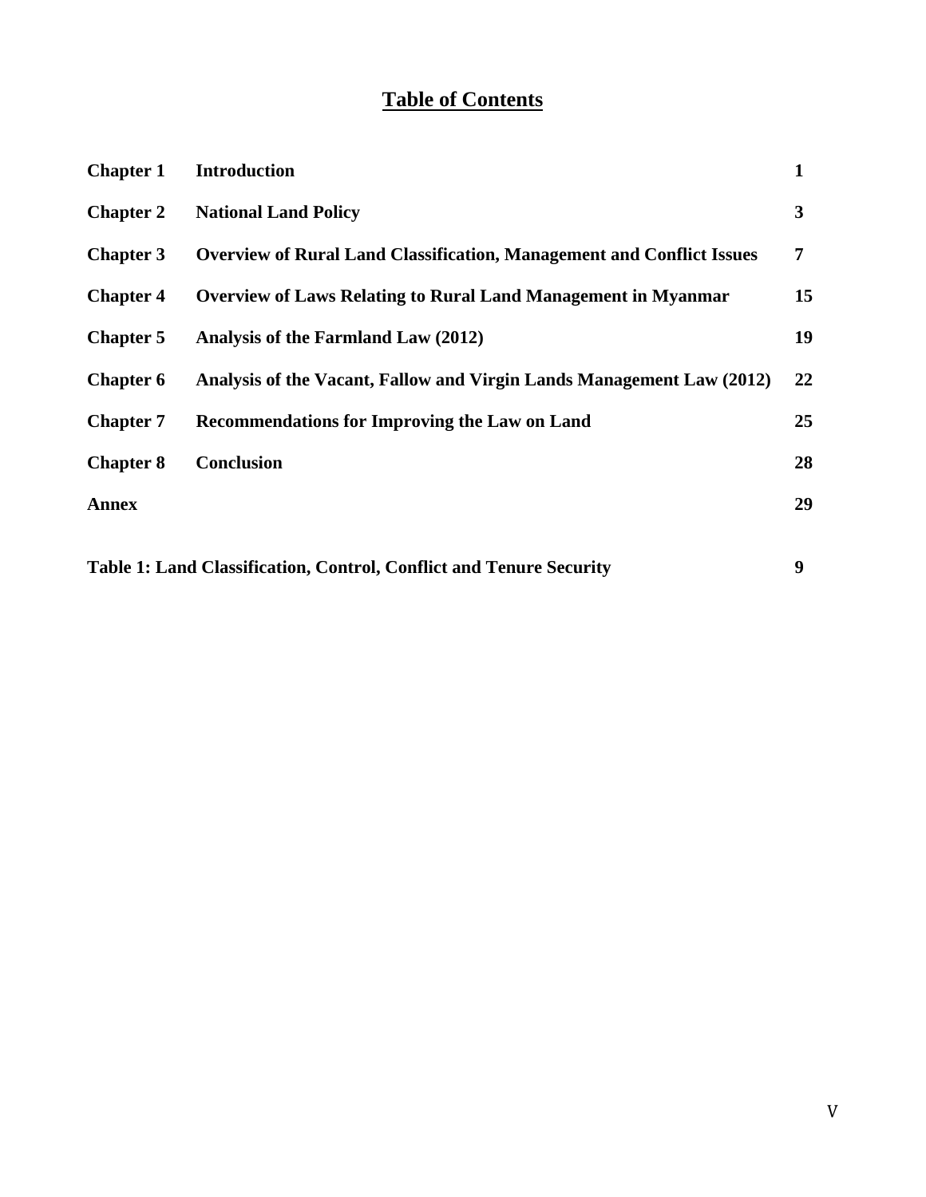# Table of Contents

| | | |
|---|---|---|
| **Chapter 1** | **Introduction** | **1** |
| **Chapter 2** | **National Land Policy** | **3** |
| **Chapter 3** | **Overview of Rural Land Classification, Management and Conflict Issues** | **7** |
| **Chapter 4** | **Overview of Laws Relating to Rural Land Management in Myanmar** | **15** |
| **Chapter 5** | **Analysis of the Farmland Law (2012)** | **19** |
| **Chapter 6** | **Analysis of the Vacant, Fallow and Virgin Lands Management Law (2012)** | **22** |
| **Chapter 7** | **Recommendations for Improving the Law on Land** | **25** |
| **Chapter 8** | **Conclusion** | **28** |
| **Annex** | | **29** |

**Table 1: Land Classification, Control, Conflict and Tenure Security** **9**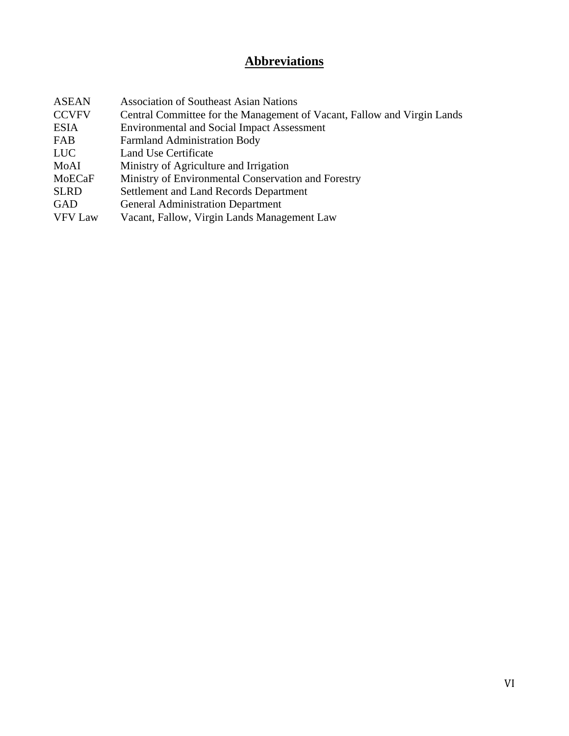## Abbreviations

| | |
|---|---|
| ASEAN | Association of Southeast Asian Nations |
| CCVFV | Central Committee for the Management of Vacant, Fallow and Virgin Lands |
| ESIA | Environmental and Social Impact Assessment |
| FAB | Farmland Administration Body |
| LUC | Land Use Certificate |
| MoAI | Ministry of Agriculture and Irrigation |
| MoECaF | Ministry of Environmental Conservation and Forestry |
| SLRD | Settlement and Land Records Department |
| GAD | General Administration Department |
| VFV Law | Vacant, Fallow, Virgin Lands Management Law |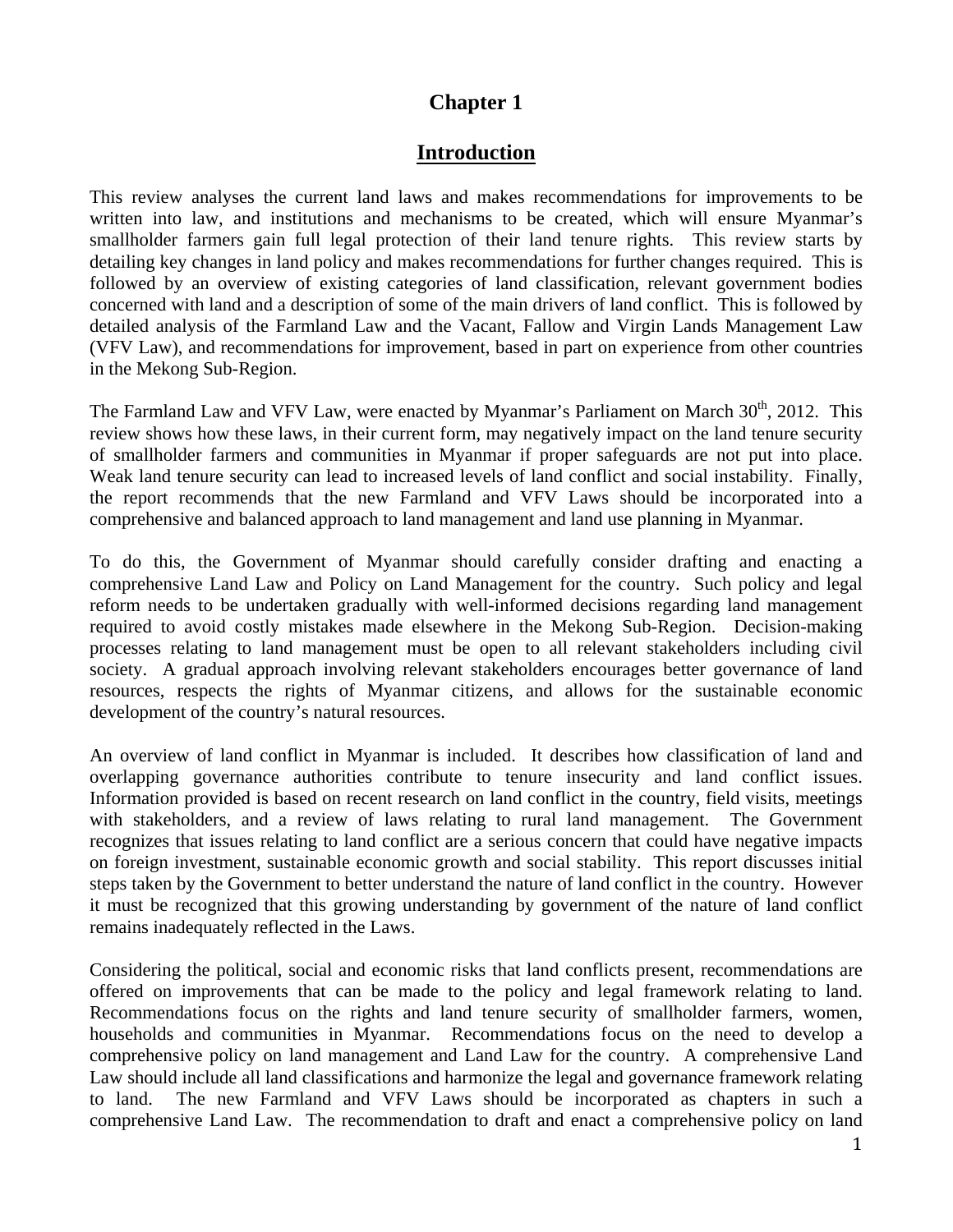# Chapter 1

## Introduction

This review analyses the current land laws and makes recommendations for improvements to be written into law, and institutions and mechanisms to be created, which will ensure Myanmar's smallholder farmers gain full legal protection of their land tenure rights. This review starts by detailing key changes in land policy and makes recommendations for further changes required. This is followed by an overview of existing categories of land classification, relevant government bodies concerned with land and a description of some of the main drivers of land conflict. This is followed by detailed analysis of the Farmland Law and the Vacant, Fallow and Virgin Lands Management Law (VFV Law), and recommendations for improvement, based in part on experience from other countries in the Mekong Sub-Region.

The Farmland Law and VFV Law, were enacted by Myanmar's Parliament on March 30th, 2012. This review shows how these laws, in their current form, may negatively impact on the land tenure security of smallholder farmers and communities in Myanmar if proper safeguards are not put into place. Weak land tenure security can lead to increased levels of land conflict and social instability. Finally, the report recommends that the new Farmland and VFV Laws should be incorporated into a comprehensive and balanced approach to land management and land use planning in Myanmar.

To do this, the Government of Myanmar should carefully consider drafting and enacting a comprehensive Land Law and Policy on Land Management for the country. Such policy and legal reform needs to be undertaken gradually with well-informed decisions regarding land management required to avoid costly mistakes made elsewhere in the Mekong Sub-Region. Decision-making processes relating to land management must be open to all relevant stakeholders including civil society. A gradual approach involving relevant stakeholders encourages better governance of land resources, respects the rights of Myanmar citizens, and allows for the sustainable economic development of the country's natural resources.

An overview of land conflict in Myanmar is included. It describes how classification of land and overlapping governance authorities contribute to tenure insecurity and land conflict issues. Information provided is based on recent research on land conflict in the country, field visits, meetings with stakeholders, and a review of laws relating to rural land management. The Government recognizes that issues relating to land conflict are a serious concern that could have negative impacts on foreign investment, sustainable economic growth and social stability. This report discusses initial steps taken by the Government to better understand the nature of land conflict in the country. However it must be recognized that this growing understanding by government of the nature of land conflict remains inadequately reflected in the Laws.

Considering the political, social and economic risks that land conflicts present, recommendations are offered on improvements that can be made to the policy and legal framework relating to land. Recommendations focus on the rights and land tenure security of smallholder farmers, women, households and communities in Myanmar. Recommendations focus on the need to develop a comprehensive policy on land management and Land Law for the country. A comprehensive Land Law should include all land classifications and harmonize the legal and governance framework relating to land. The new Farmland and VFV Laws should be incorporated as chapters in such a comprehensive Land Law. The recommendation to draft and enact a comprehensive policy on land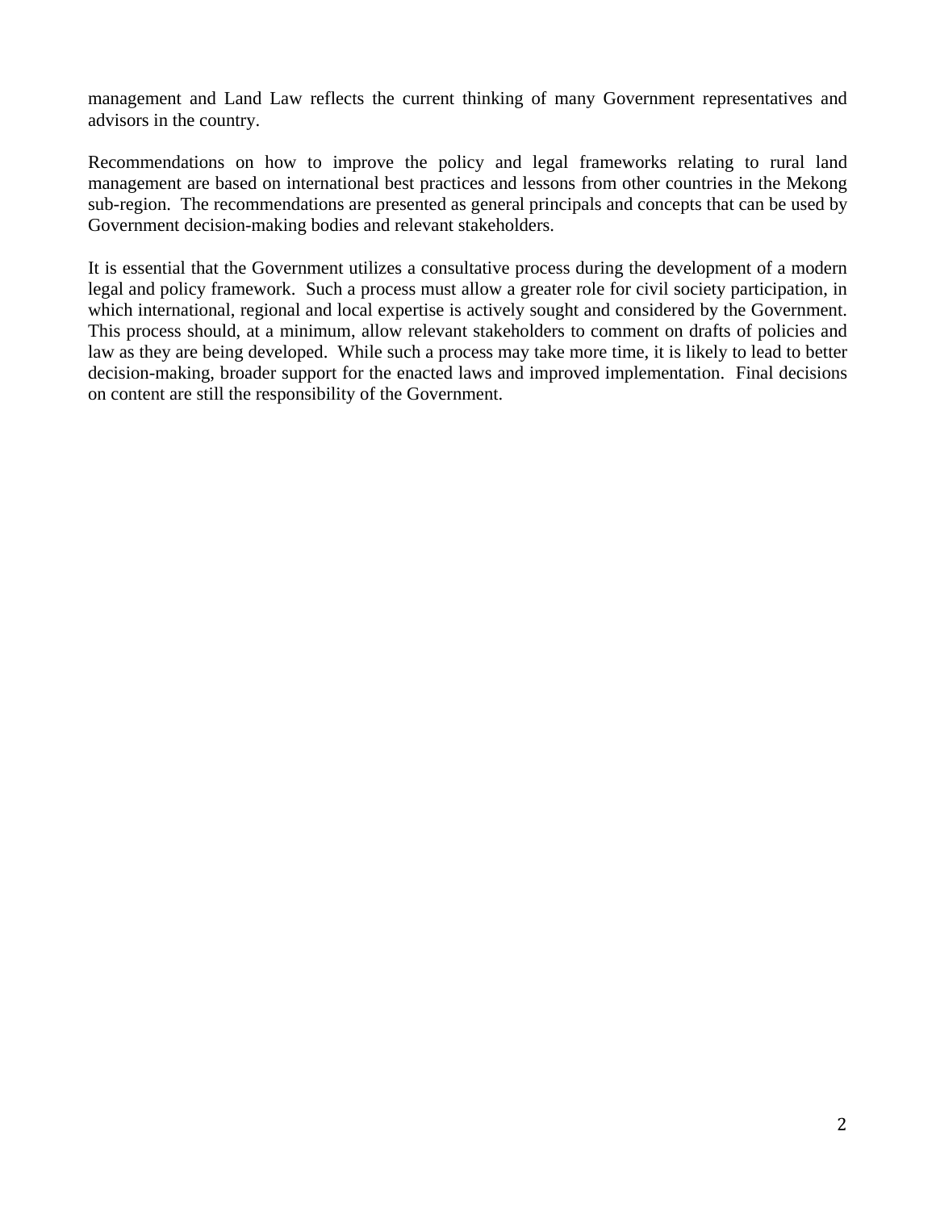management and Land Law reflects the current thinking of many Government representatives and advisors in the country.

Recommendations on how to improve the policy and legal frameworks relating to rural land management are based on international best practices and lessons from other countries in the Mekong sub-region. The recommendations are presented as general principals and concepts that can be used by Government decision-making bodies and relevant stakeholders.

It is essential that the Government utilizes a consultative process during the development of a modern legal and policy framework. Such a process must allow a greater role for civil society participation, in which international, regional and local expertise is actively sought and considered by the Government. This process should, at a minimum, allow relevant stakeholders to comment on drafts of policies and law as they are being developed. While such a process may take more time, it is likely to lead to better decision-making, broader support for the enacted laws and improved implementation. Final decisions on content are still the responsibility of the Government.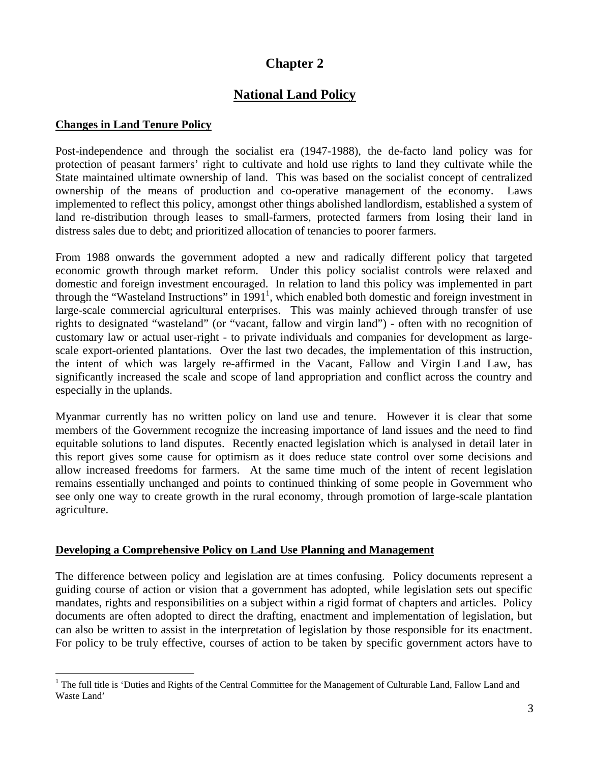# Chapter 2

## National Land Policy

### Changes in Land Tenure Policy

Post-independence and through the socialist era (1947-1988), the de-facto land policy was for protection of peasant farmers' right to cultivate and hold use rights to land they cultivate while the State maintained ultimate ownership of land. This was based on the socialist concept of centralized ownership of the means of production and co-operative management of the economy. Laws implemented to reflect this policy, amongst other things abolished landlordism, established a system of land re-distribution through leases to small-farmers, protected farmers from losing their land in distress sales due to debt; and prioritized allocation of tenancies to poorer farmers.

From 1988 onwards the government adopted a new and radically different policy that targeted economic growth through market reform. Under this policy socialist controls were relaxed and domestic and foreign investment encouraged. In relation to land this policy was implemented in part through the "Wasteland Instructions" in 1991[1], which enabled both domestic and foreign investment in large-scale commercial agricultural enterprises. This was mainly achieved through transfer of use rights to designated "wasteland" (or "vacant, fallow and virgin land") - often with no recognition of customary law or actual user-right - to private individuals and companies for development as large-scale export-oriented plantations. Over the last two decades, the implementation of this instruction, the intent of which was largely re-affirmed in the Vacant, Fallow and Virgin Land Law, has significantly increased the scale and scope of land appropriation and conflict across the country and especially in the uplands.

Myanmar currently has no written policy on land use and tenure. However it is clear that some members of the Government recognize the increasing importance of land issues and the need to find equitable solutions to land disputes. Recently enacted legislation which is analysed in detail later in this report gives some cause for optimism as it does reduce state control over some decisions and allow increased freedoms for farmers. At the same time much of the intent of recent legislation remains essentially unchanged and points to continued thinking of some people in Government who see only one way to create growth in the rural economy, through promotion of large-scale plantation agriculture.

### Developing a Comprehensive Policy on Land Use Planning and Management

The difference between policy and legislation are at times confusing. Policy documents represent a guiding course of action or vision that a government has adopted, while legislation sets out specific mandates, rights and responsibilities on a subject within a rigid format of chapters and articles. Policy documents are often adopted to direct the drafting, enactment and implementation of legislation, but can also be written to assist in the interpretation of legislation by those responsible for its enactment. For policy to be truly effective, courses of action to be taken by specific government actors have to

---

[1] The full title is 'Duties and Rights of the Central Committee for the Management of Culturable Land, Fallow Land and Waste Land'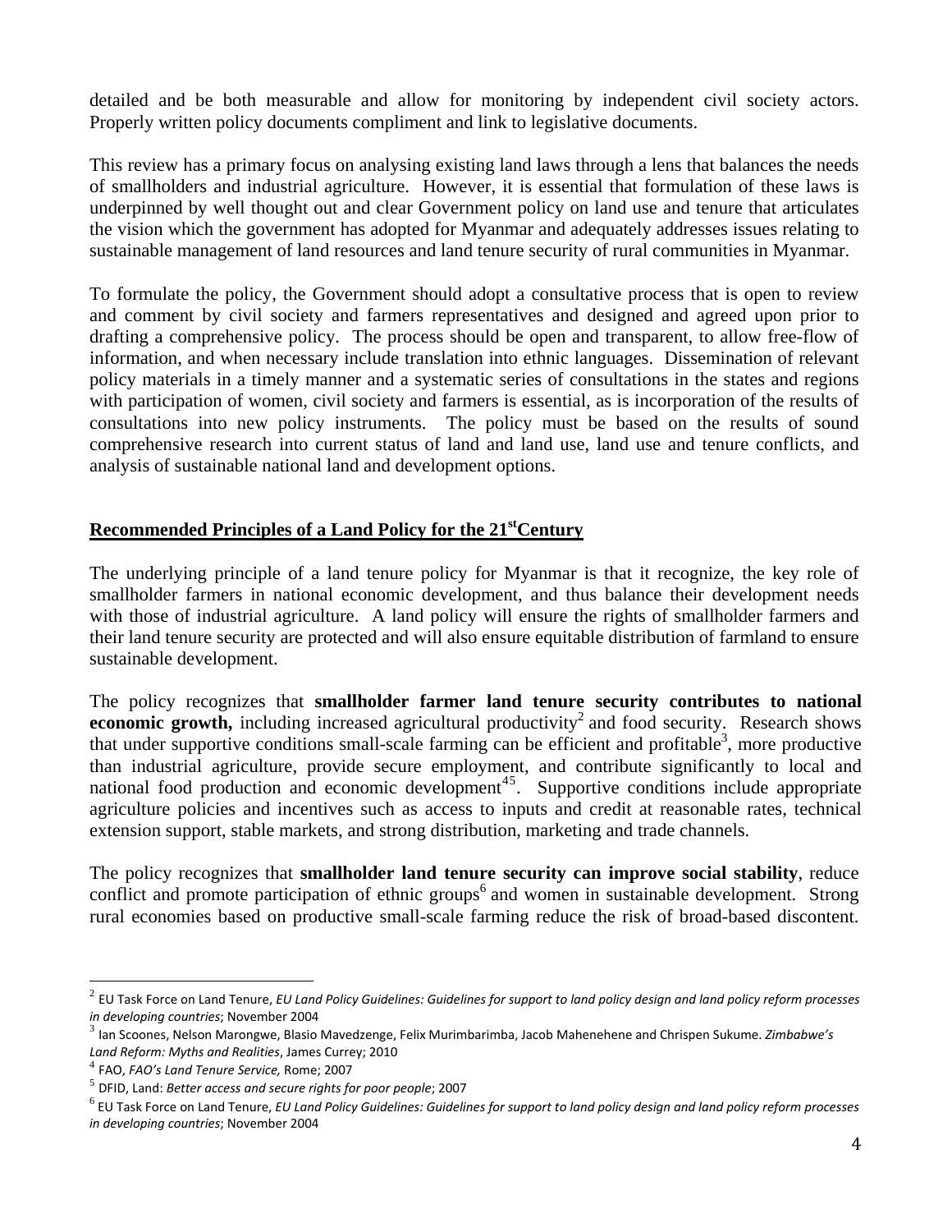detailed and be both measurable and allow for monitoring by independent civil society actors. Properly written policy documents compliment and link to legislative documents.

This review has a primary focus on analysing existing land laws through a lens that balances the needs of smallholders and industrial agriculture. However, it is essential that formulation of these laws is underpinned by well thought out and clear Government policy on land use and tenure that articulates the vision which the government has adopted for Myanmar and adequately addresses issues relating to sustainable management of land resources and land tenure security of rural communities in Myanmar.

To formulate the policy, the Government should adopt a consultative process that is open to review and comment by civil society and farmers representatives and designed and agreed upon prior to drafting a comprehensive policy. The process should be open and transparent, to allow free-flow of information, and when necessary include translation into ethnic languages. Dissemination of relevant policy materials in a timely manner and a systematic series of consultations in the states and regions with participation of women, civil society and farmers is essential, as is incorporation of the results of consultations into new policy instruments. The policy must be based on the results of sound comprehensive research into current status of land and land use, land use and tenure conflicts, and analysis of sustainable national land and development options.

## Recommended Principles of a Land Policy for the 21st Century

The underlying principle of a land tenure policy for Myanmar is that it recognize, the key role of smallholder farmers in national economic development, and thus balance their development needs with those of industrial agriculture. A land policy will ensure the rights of smallholder farmers and their land tenure security are protected and will also ensure equitable distribution of farmland to ensure sustainable development.

The policy recognizes that **smallholder farmer land tenure security contributes to national economic growth,** including increased agricultural productivity[2] and food security. Research shows that under supportive conditions small-scale farming can be efficient and profitable[3], more productive than industrial agriculture, provide secure employment, and contribute significantly to local and national food production and economic development[4][5]. Supportive conditions include appropriate agriculture policies and incentives such as access to inputs and credit at reasonable rates, technical extension support, stable markets, and strong distribution, marketing and trade channels.

The policy recognizes that **smallholder land tenure security can improve social stability**, reduce conflict and promote participation of ethnic groups[6] and women in sustainable development. Strong rural economies based on productive small-scale farming reduce the risk of broad-based discontent.

---

[2] EU Task Force on Land Tenure, *EU Land Policy Guidelines: Guidelines for support to land policy design and land policy reform processes in developing countries*; November 2004

[3] Ian Scoones, Nelson Marongwe, Blasio Mavedzenge, Felix Murimbarimba, Jacob Mahenehene and Chrispen Sukume. *Zimbabwe's Land Reform: Myths and Realities*, James Currey; 2010

[4] FAO, *FAO's Land Tenure Service,* Rome; 2007

[5] DFID, Land: *Better access and secure rights for poor people*; 2007

[6] EU Task Force on Land Tenure, *EU Land Policy Guidelines: Guidelines for support to land policy design and land policy reform processes in developing countries*; November 2004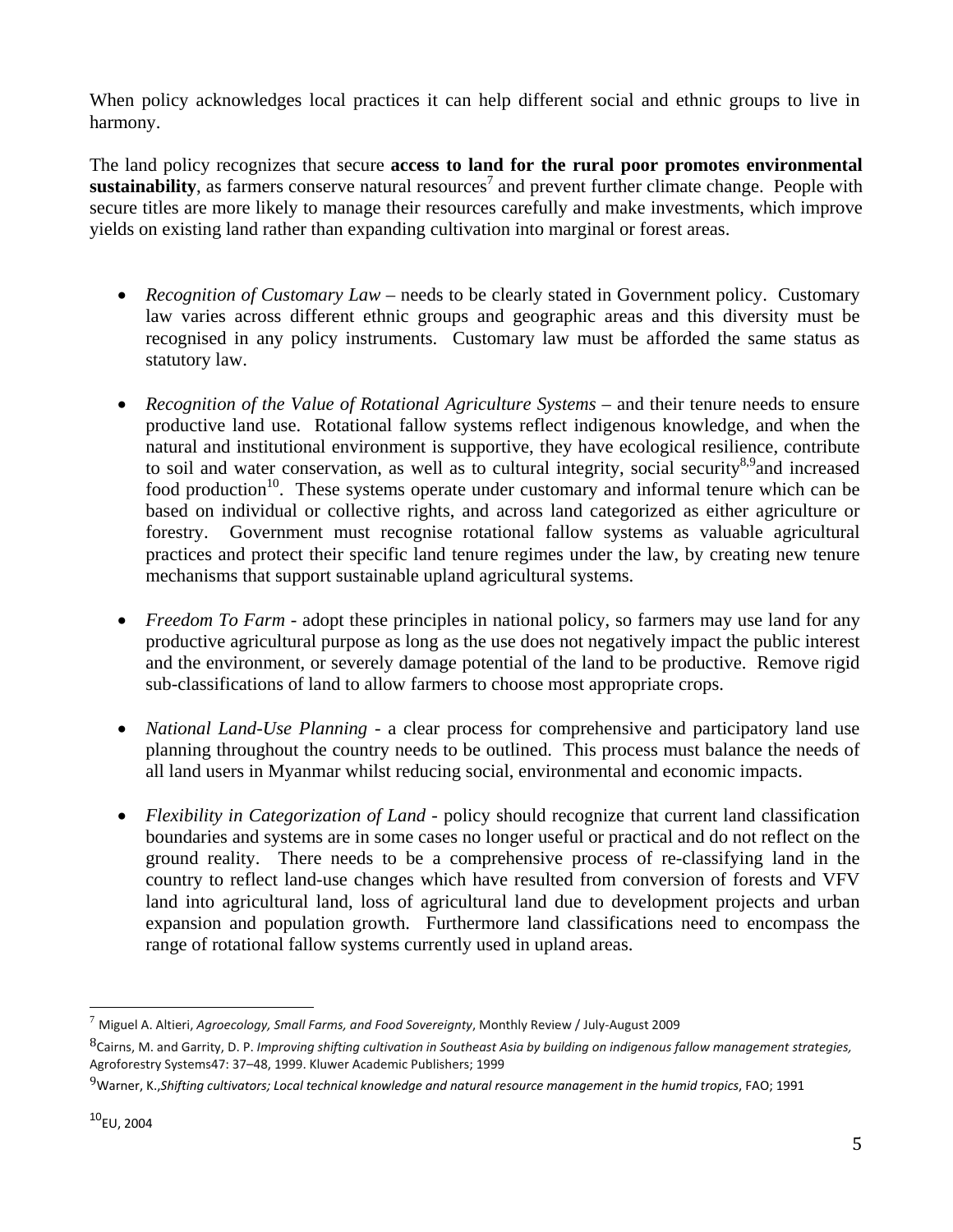When policy acknowledges local practices it can help different social and ethnic groups to live in harmony.

The land policy recognizes that secure **access to land for the rural poor promotes environmental sustainability**, as farmers conserve natural resources[7] and prevent further climate change. People with secure titles are more likely to manage their resources carefully and make investments, which improve yields on existing land rather than expanding cultivation into marginal or forest areas.

- *Recognition of Customary Law* – needs to be clearly stated in Government policy. Customary law varies across different ethnic groups and geographic areas and this diversity must be recognised in any policy instruments. Customary law must be afforded the same status as statutory law.

- *Recognition of the Value of Rotational Agriculture Systems* – and their tenure needs to ensure productive land use. Rotational fallow systems reflect indigenous knowledge, and when the natural and institutional environment is supportive, they have ecological resilience, contribute to soil and water conservation, as well as to cultural integrity, social security[8,9]and increased food production[10]. These systems operate under customary and informal tenure which can be based on individual or collective rights, and across land categorized as either agriculture or forestry. Government must recognise rotational fallow systems as valuable agricultural practices and protect their specific land tenure regimes under the law, by creating new tenure mechanisms that support sustainable upland agricultural systems.

- *Freedom To Farm* - adopt these principles in national policy, so farmers may use land for any productive agricultural purpose as long as the use does not negatively impact the public interest and the environment, or severely damage potential of the land to be productive. Remove rigid sub-classifications of land to allow farmers to choose most appropriate crops.

- *National Land-Use Planning* - a clear process for comprehensive and participatory land use planning throughout the country needs to be outlined. This process must balance the needs of all land users in Myanmar whilst reducing social, environmental and economic impacts.

- *Flexibility in Categorization of Land* - policy should recognize that current land classification boundaries and systems are in some cases no longer useful or practical and do not reflect on the ground reality. There needs to be a comprehensive process of re-classifying land in the country to reflect land-use changes which have resulted from conversion of forests and VFV land into agricultural land, loss of agricultural land due to development projects and urban expansion and population growth. Furthermore land classifications need to encompass the range of rotational fallow systems currently used in upland areas.

---

[7] Miguel A. Altieri, *Agroecology, Small Farms, and Food Sovereignty*, Monthly Review / July-August 2009

[8] Cairns, M. and Garrity, D. P. *Improving shifting cultivation in Southeast Asia by building on indigenous fallow management strategies,* Agroforestry Systems47: 37–48, 1999. Kluwer Academic Publishers; 1999

[9] Warner, K.,*Shifting cultivators; Local technical knowledge and natural resource management in the humid tropics*, FAO; 1991

[10] EU, 2004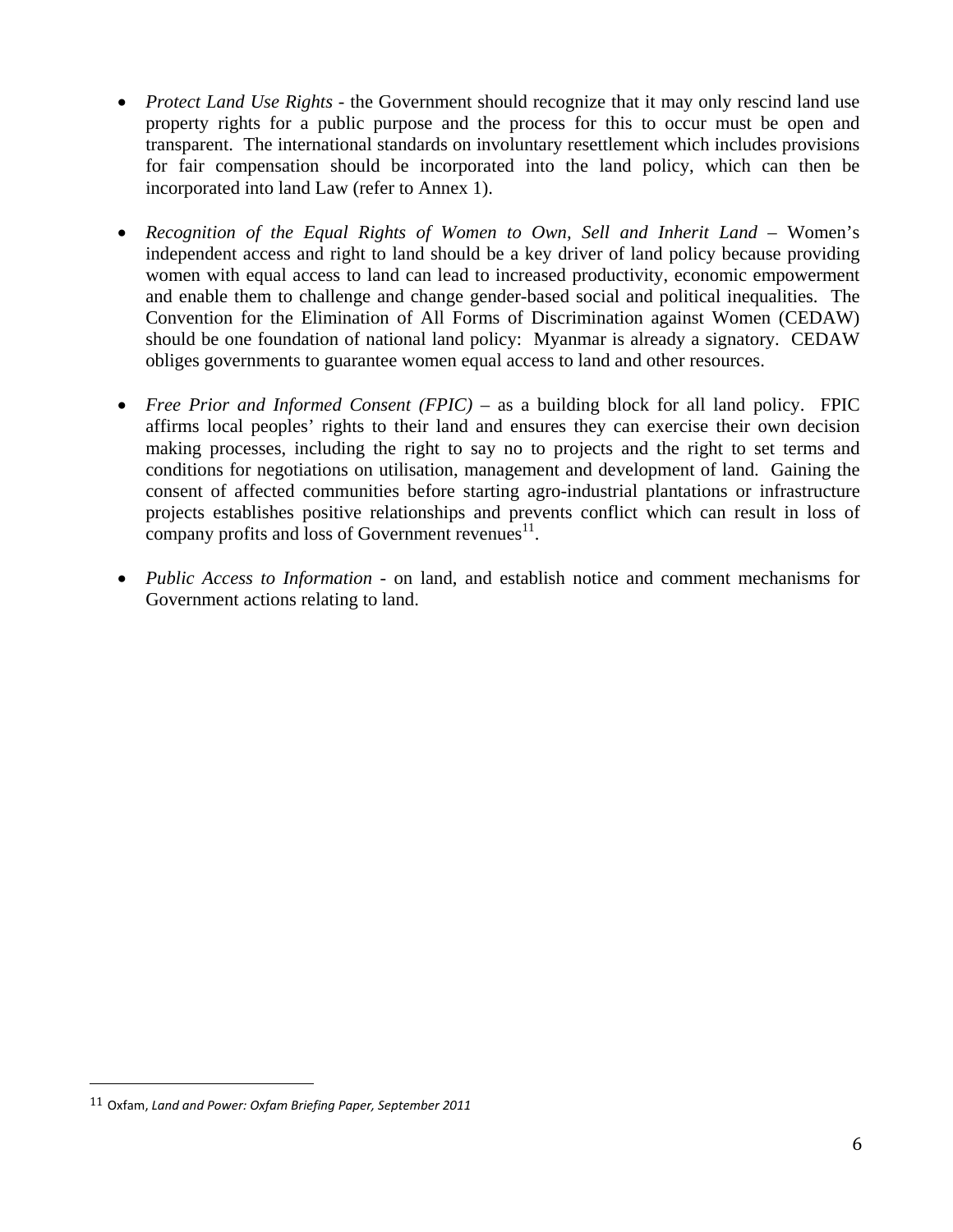- *Protect Land Use Rights* - the Government should recognize that it may only rescind land use property rights for a public purpose and the process for this to occur must be open and transparent. The international standards on involuntary resettlement which includes provisions for fair compensation should be incorporated into the land policy, which can then be incorporated into land Law (refer to Annex 1).

- *Recognition of the Equal Rights of Women to Own, Sell and Inherit Land* – Women's independent access and right to land should be a key driver of land policy because providing women with equal access to land can lead to increased productivity, economic empowerment and enable them to challenge and change gender-based social and political inequalities. The Convention for the Elimination of All Forms of Discrimination against Women (CEDAW) should be one foundation of national land policy: Myanmar is already a signatory. CEDAW obliges governments to guarantee women equal access to land and other resources.

- *Free Prior and Informed Consent (FPIC)* – as a building block for all land policy. FPIC affirms local peoples' rights to their land and ensures they can exercise their own decision making processes, including the right to say no to projects and the right to set terms and conditions for negotiations on utilisation, management and development of land. Gaining the consent of affected communities before starting agro-industrial plantations or infrastructure projects establishes positive relationships and prevents conflict which can result in loss of company profits and loss of Government revenues[11].

- *Public Access to Information* - on land, and establish notice and comment mechanisms for Government actions relating to land.

---

[11] Oxfam, *Land and Power: Oxfam Briefing Paper, September 2011*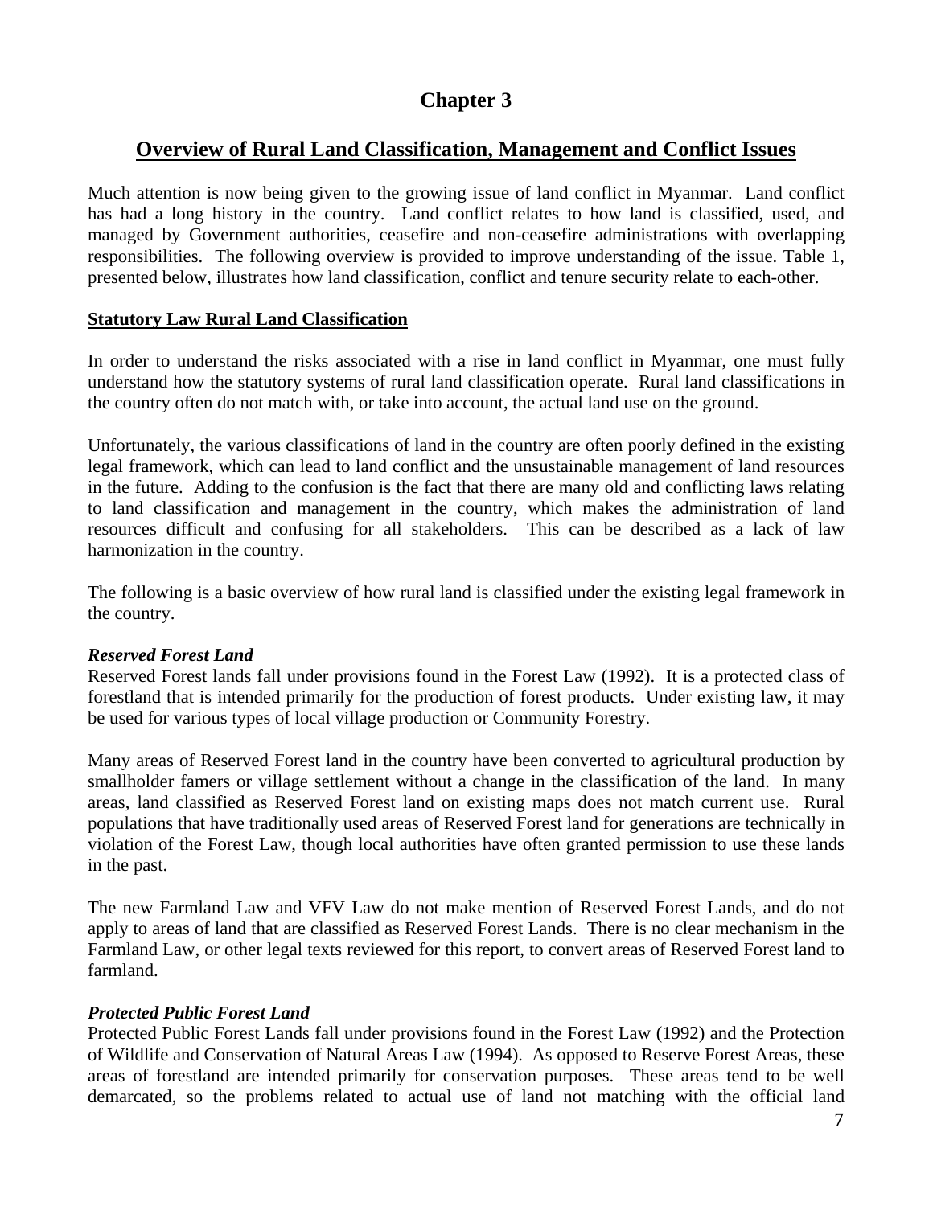# Chapter 3

## Overview of Rural Land Classification, Management and Conflict Issues

Much attention is now being given to the growing issue of land conflict in Myanmar. Land conflict has had a long history in the country. Land conflict relates to how land is classified, used, and managed by Government authorities, ceasefire and non-ceasefire administrations with overlapping responsibilities. The following overview is provided to improve understanding of the issue. Table 1, presented below, illustrates how land classification, conflict and tenure security relate to each-other.

### Statutory Law Rural Land Classification

In order to understand the risks associated with a rise in land conflict in Myanmar, one must fully understand how the statutory systems of rural land classification operate. Rural land classifications in the country often do not match with, or take into account, the actual land use on the ground.

Unfortunately, the various classifications of land in the country are often poorly defined in the existing legal framework, which can lead to land conflict and the unsustainable management of land resources in the future. Adding to the confusion is the fact that there are many old and conflicting laws relating to land classification and management in the country, which makes the administration of land resources difficult and confusing for all stakeholders. This can be described as a lack of law harmonization in the country.

The following is a basic overview of how rural land is classified under the existing legal framework in the country.

#### *Reserved Forest Land*

Reserved Forest lands fall under provisions found in the Forest Law (1992). It is a protected class of forestland that is intended primarily for the production of forest products. Under existing law, it may be used for various types of local village production or Community Forestry.

Many areas of Reserved Forest land in the country have been converted to agricultural production by smallholder famers or village settlement without a change in the classification of the land. In many areas, land classified as Reserved Forest land on existing maps does not match current use. Rural populations that have traditionally used areas of Reserved Forest land for generations are technically in violation of the Forest Law, though local authorities have often granted permission to use these lands in the past.

The new Farmland Law and VFV Law do not make mention of Reserved Forest Lands, and do not apply to areas of land that are classified as Reserved Forest Lands. There is no clear mechanism in the Farmland Law, or other legal texts reviewed for this report, to convert areas of Reserved Forest land to farmland.

#### *Protected Public Forest Land*

Protected Public Forest Lands fall under provisions found in the Forest Law (1992) and the Protection of Wildlife and Conservation of Natural Areas Law (1994). As opposed to Reserve Forest Areas, these areas of forestland are intended primarily for conservation purposes. These areas tend to be well demarcated, so the problems related to actual use of land not matching with the official land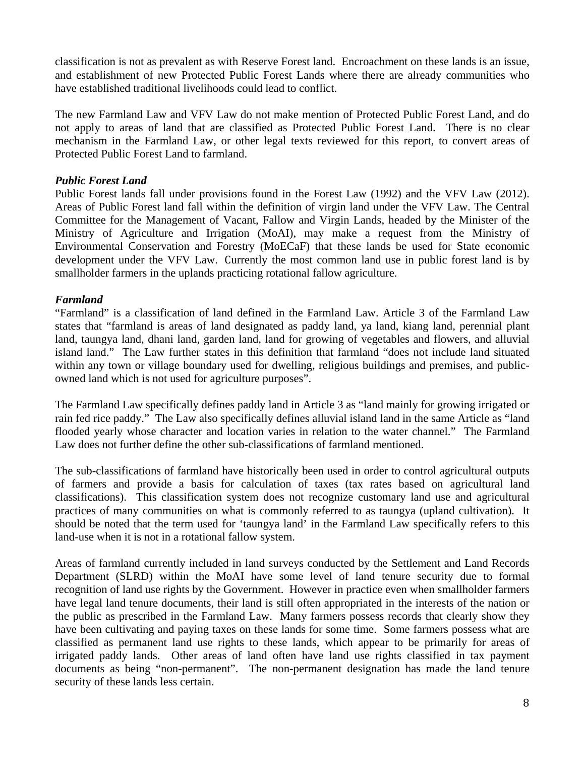classification is not as prevalent as with Reserve Forest land. Encroachment on these lands is an issue, and establishment of new Protected Public Forest Lands where there are already communities who have established traditional livelihoods could lead to conflict.

The new Farmland Law and VFV Law do not make mention of Protected Public Forest Land, and do not apply to areas of land that are classified as Protected Public Forest Land. There is no clear mechanism in the Farmland Law, or other legal texts reviewed for this report, to convert areas of Protected Public Forest Land to farmland.

***Public Forest Land***

Public Forest lands fall under provisions found in the Forest Law (1992) and the VFV Law (2012). Areas of Public Forest land fall within the definition of virgin land under the VFV Law. The Central Committee for the Management of Vacant, Fallow and Virgin Lands, headed by the Minister of the Ministry of Agriculture and Irrigation (MoAI), may make a request from the Ministry of Environmental Conservation and Forestry (MoECaF) that these lands be used for State economic development under the VFV Law. Currently the most common land use in public forest land is by smallholder farmers in the uplands practicing rotational fallow agriculture.

***Farmland***

"Farmland" is a classification of land defined in the Farmland Law. Article 3 of the Farmland Law states that "farmland is areas of land designated as paddy land, ya land, kiang land, perennial plant land, taungya land, dhani land, garden land, land for growing of vegetables and flowers, and alluvial island land." The Law further states in this definition that farmland "does not include land situated within any town or village boundary used for dwelling, religious buildings and premises, and public-owned land which is not used for agriculture purposes".

The Farmland Law specifically defines paddy land in Article 3 as "land mainly for growing irrigated or rain fed rice paddy." The Law also specifically defines alluvial island land in the same Article as "land flooded yearly whose character and location varies in relation to the water channel." The Farmland Law does not further define the other sub-classifications of farmland mentioned.

The sub-classifications of farmland have historically been used in order to control agricultural outputs of farmers and provide a basis for calculation of taxes (tax rates based on agricultural land classifications). This classification system does not recognize customary land use and agricultural practices of many communities on what is commonly referred to as taungya (upland cultivation). It should be noted that the term used for 'taungya land' in the Farmland Law specifically refers to this land-use when it is not in a rotational fallow system.

Areas of farmland currently included in land surveys conducted by the Settlement and Land Records Department (SLRD) within the MoAI have some level of land tenure security due to formal recognition of land use rights by the Government. However in practice even when smallholder farmers have legal land tenure documents, their land is still often appropriated in the interests of the nation or the public as prescribed in the Farmland Law. Many farmers possess records that clearly show they have been cultivating and paying taxes on these lands for some time. Some farmers possess what are classified as permanent land use rights to these lands, which appear to be primarily for areas of irrigated paddy lands. Other areas of land often have land use rights classified in tax payment documents as being "non-permanent". The non-permanent designation has made the land tenure security of these lands less certain.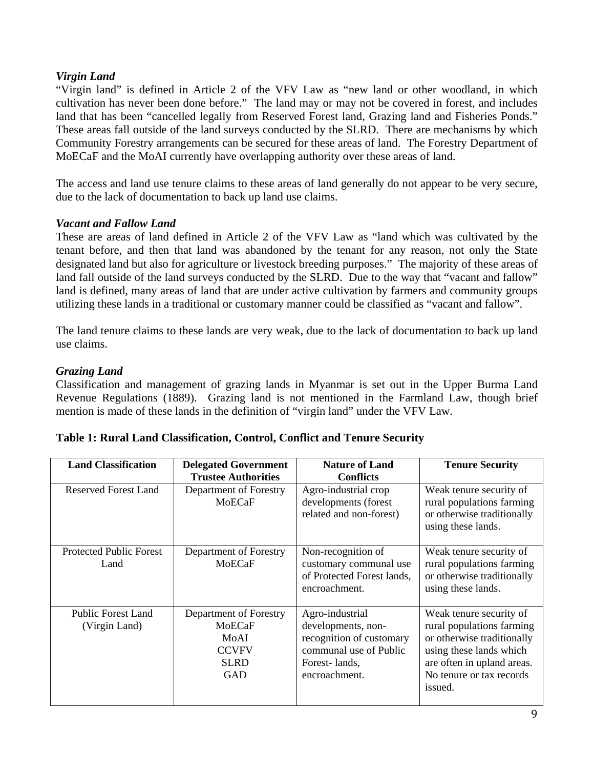### *Virgin Land*

"Virgin land" is defined in Article 2 of the VFV Law as "new land or other woodland, in which cultivation has never been done before." The land may or may not be covered in forest, and includes land that has been "cancelled legally from Reserved Forest land, Grazing land and Fisheries Ponds." These areas fall outside of the land surveys conducted by the SLRD. There are mechanisms by which Community Forestry arrangements can be secured for these areas of land. The Forestry Department of MoECaF and the MoAI currently have overlapping authority over these areas of land.

The access and land use tenure claims to these areas of land generally do not appear to be very secure, due to the lack of documentation to back up land use claims.

### *Vacant and Fallow Land*

These are areas of land defined in Article 2 of the VFV Law as "land which was cultivated by the tenant before, and then that land was abandoned by the tenant for any reason, not only the State designated land but also for agriculture or livestock breeding purposes." The majority of these areas of land fall outside of the land surveys conducted by the SLRD. Due to the way that "vacant and fallow" land is defined, many areas of land that are under active cultivation by farmers and community groups utilizing these lands in a traditional or customary manner could be classified as "vacant and fallow".

The land tenure claims to these lands are very weak, due to the lack of documentation to back up land use claims.

### *Grazing Land*

Classification and management of grazing lands in Myanmar is set out in the Upper Burma Land Revenue Regulations (1889). Grazing land is not mentioned in the Farmland Law, though brief mention is made of these lands in the definition of "virgin land" under the VFV Law.

**Table 1: Rural Land Classification, Control, Conflict and Tenure Security**

| Land Classification | Delegated Government Trustee Authorities | Nature of Land Conflicts | Tenure Security |
|---|---|---|---|
| Reserved Forest Land | Department of Forestry MoECaF | Agro-industrial crop developments (forest related and non-forest) | Weak tenure security of rural populations farming or otherwise traditionally using these lands. |
| Protected Public Forest Land | Department of Forestry MoECaF | Non-recognition of customary communal use of Protected Forest lands, encroachment. | Weak tenure security of rural populations farming or otherwise traditionally using these lands. |
| Public Forest Land (Virgin Land) | Department of Forestry MoECaF MoAI CCVFV SLRD GAD | Agro-industrial developments, non-recognition of customary communal use of Public Forest- lands, encroachment. | Weak tenure security of rural populations farming or otherwise traditionally using these lands which are often in upland areas. No tenure or tax records issued. |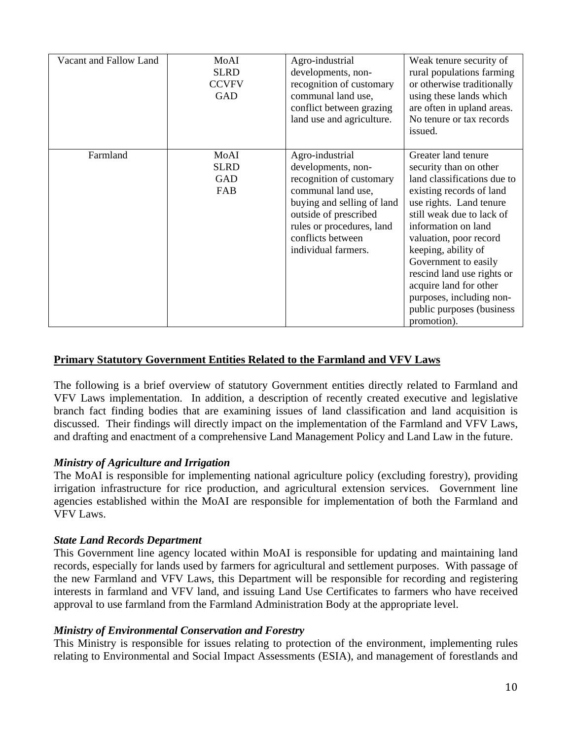| | | | |
|---|---|---|---|
| Vacant and Fallow Land | MoAI<br>SLRD<br>CCVFV<br>GAD | Agro-industrial developments, non-recognition of customary communal land use, conflict between grazing land use and agriculture. | Weak tenure security of rural populations farming or otherwise traditionally using these lands which are often in upland areas. No tenure or tax records issued. |
| Farmland | MoAI<br>SLRD<br>GAD<br>FAB | Agro-industrial developments, non-recognition of customary communal land use, buying and selling of land outside of prescribed rules or procedures, land conflicts between individual farmers. | Greater land tenure security than on other land classifications due to existing records of land use rights. Land tenure still weak due to lack of information on land valuation, poor record keeping, ability of Government to easily rescind land use rights or acquire land for other purposes, including non-public purposes (business promotion). |

**<u>Primary Statutory Government Entities Related to the Farmland and VFV Laws</u>**

The following is a brief overview of statutory Government entities directly related to Farmland and VFV Laws implementation. In addition, a description of recently created executive and legislative branch fact finding bodies that are examining issues of land classification and land acquisition is discussed. Their findings will directly impact on the implementation of the Farmland and VFV Laws, and drafting and enactment of a comprehensive Land Management Policy and Land Law in the future.

***Ministry of Agriculture and Irrigation***

The MoAI is responsible for implementing national agriculture policy (excluding forestry), providing irrigation infrastructure for rice production, and agricultural extension services. Government line agencies established within the MoAI are responsible for implementation of both the Farmland and VFV Laws.

***State Land Records Department***

This Government line agency located within MoAI is responsible for updating and maintaining land records, especially for lands used by farmers for agricultural and settlement purposes. With passage of the new Farmland and VFV Laws, this Department will be responsible for recording and registering interests in farmland and VFV land, and issuing Land Use Certificates to farmers who have received approval to use farmland from the Farmland Administration Body at the appropriate level.

***Ministry of Environmental Conservation and Forestry***

This Ministry is responsible for issues relating to protection of the environment, implementing rules relating to Environmental and Social Impact Assessments (ESIA), and management of forestlands and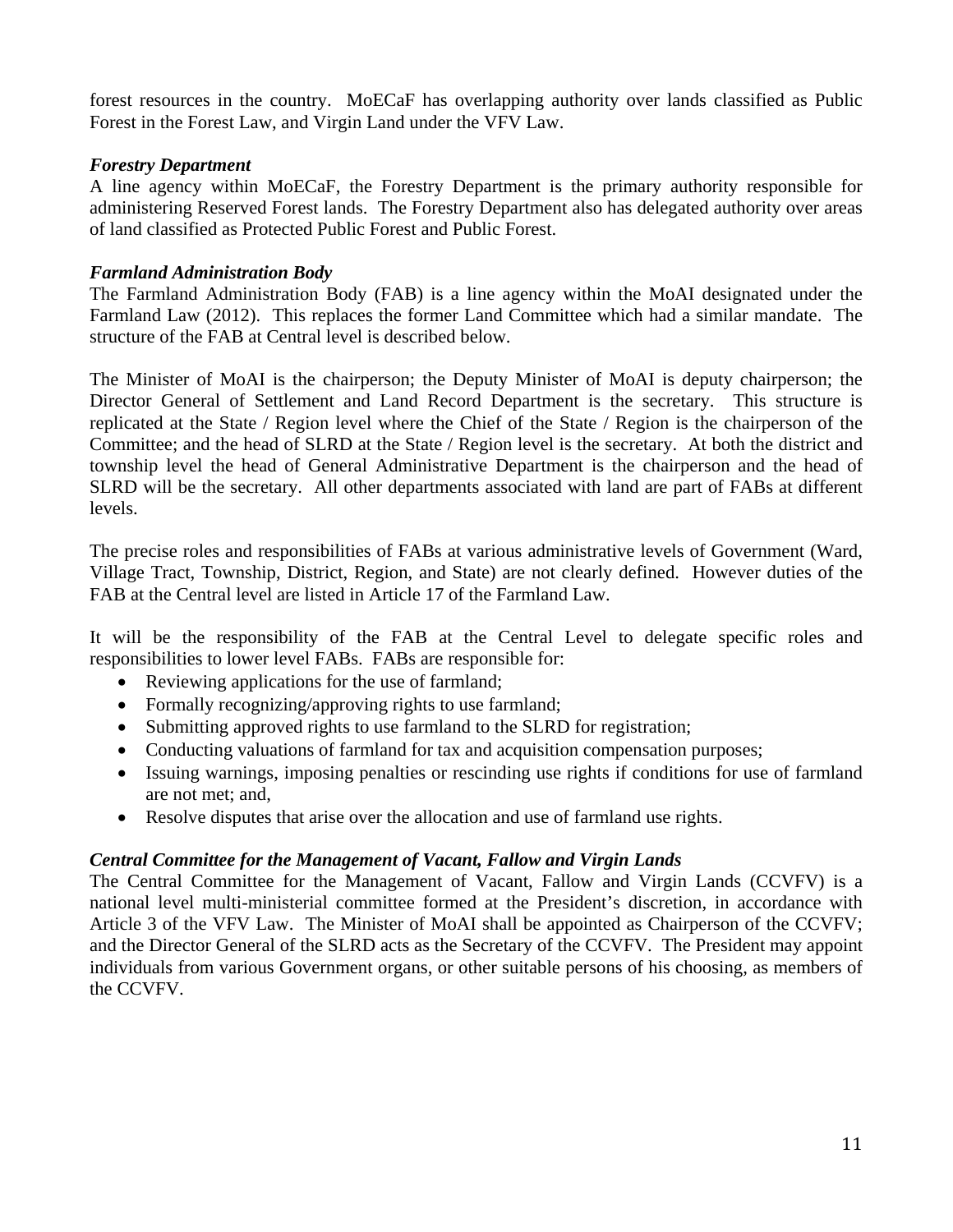forest resources in the country. MoECaF has overlapping authority over lands classified as Public Forest in the Forest Law, and Virgin Land under the VFV Law.

***Forestry Department***

A line agency within MoECaF, the Forestry Department is the primary authority responsible for administering Reserved Forest lands. The Forestry Department also has delegated authority over areas of land classified as Protected Public Forest and Public Forest.

***Farmland Administration Body***

The Farmland Administration Body (FAB) is a line agency within the MoAI designated under the Farmland Law (2012). This replaces the former Land Committee which had a similar mandate. The structure of the FAB at Central level is described below.

The Minister of MoAI is the chairperson; the Deputy Minister of MoAI is deputy chairperson; the Director General of Settlement and Land Record Department is the secretary. This structure is replicated at the State / Region level where the Chief of the State / Region is the chairperson of the Committee; and the head of SLRD at the State / Region level is the secretary. At both the district and township level the head of General Administrative Department is the chairperson and the head of SLRD will be the secretary. All other departments associated with land are part of FABs at different levels.

The precise roles and responsibilities of FABs at various administrative levels of Government (Ward, Village Tract, Township, District, Region, and State) are not clearly defined. However duties of the FAB at the Central level are listed in Article 17 of the Farmland Law.

It will be the responsibility of the FAB at the Central Level to delegate specific roles and responsibilities to lower level FABs. FABs are responsible for:

- Reviewing applications for the use of farmland;
- Formally recognizing/approving rights to use farmland;
- Submitting approved rights to use farmland to the SLRD for registration;
- Conducting valuations of farmland for tax and acquisition compensation purposes;
- Issuing warnings, imposing penalties or rescinding use rights if conditions for use of farmland are not met; and,
- Resolve disputes that arise over the allocation and use of farmland use rights.

***Central Committee for the Management of Vacant, Fallow and Virgin Lands***

The Central Committee for the Management of Vacant, Fallow and Virgin Lands (CCVFV) is a national level multi-ministerial committee formed at the President's discretion, in accordance with Article 3 of the VFV Law. The Minister of MoAI shall be appointed as Chairperson of the CCVFV; and the Director General of the SLRD acts as the Secretary of the CCVFV. The President may appoint individuals from various Government organs, or other suitable persons of his choosing, as members of the CCVFV.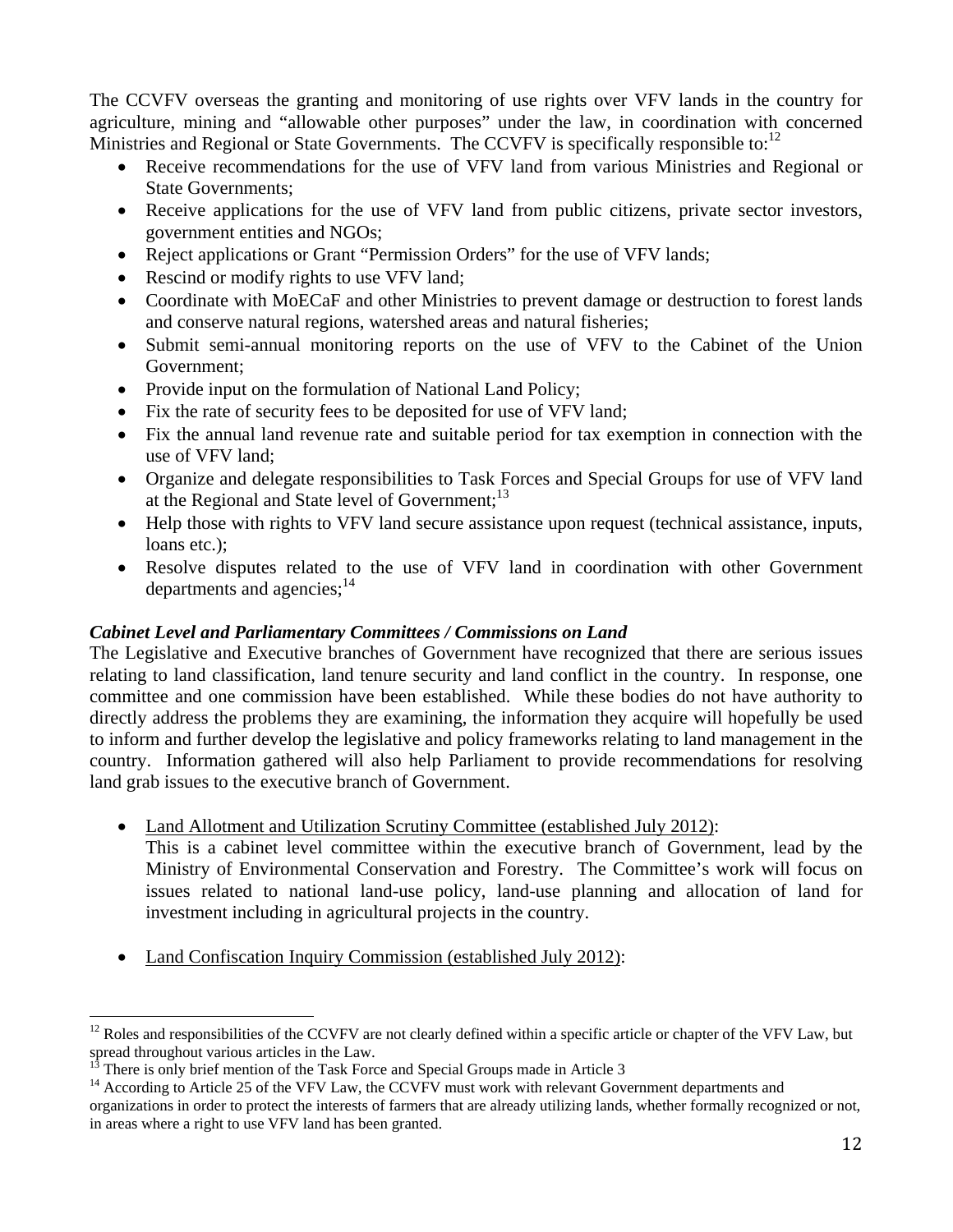The CCVFV overseas the granting and monitoring of use rights over VFV lands in the country for agriculture, mining and "allowable other purposes" under the law, in coordination with concerned Ministries and Regional or State Governments. The CCVFV is specifically responsible to:[12]

- Receive recommendations for the use of VFV land from various Ministries and Regional or State Governments;
- Receive applications for the use of VFV land from public citizens, private sector investors, government entities and NGOs;
- Reject applications or Grant "Permission Orders" for the use of VFV lands;
- Rescind or modify rights to use VFV land;
- Coordinate with MoECaF and other Ministries to prevent damage or destruction to forest lands and conserve natural regions, watershed areas and natural fisheries;
- Submit semi-annual monitoring reports on the use of VFV to the Cabinet of the Union Government;
- Provide input on the formulation of National Land Policy;
- Fix the rate of security fees to be deposited for use of VFV land;
- Fix the annual land revenue rate and suitable period for tax exemption in connection with the use of VFV land;
- Organize and delegate responsibilities to Task Forces and Special Groups for use of VFV land at the Regional and State level of Government;[13]
- Help those with rights to VFV land secure assistance upon request (technical assistance, inputs, loans etc.);
- Resolve disputes related to the use of VFV land in coordination with other Government departments and agencies;[14]

***Cabinet Level and Parliamentary Committees / Commissions on Land***

The Legislative and Executive branches of Government have recognized that there are serious issues relating to land classification, land tenure security and land conflict in the country. In response, one committee and one commission have been established. While these bodies do not have authority to directly address the problems they are examining, the information they acquire will hopefully be used to inform and further develop the legislative and policy frameworks relating to land management in the country. Information gathered will also help Parliament to provide recommendations for resolving land grab issues to the executive branch of Government.

- Land Allotment and Utilization Scrutiny Committee (established July 2012):
  This is a cabinet level committee within the executive branch of Government, lead by the Ministry of Environmental Conservation and Forestry. The Committee's work will focus on issues related to national land-use policy, land-use planning and allocation of land for investment including in agricultural projects in the country.

- Land Confiscation Inquiry Commission (established July 2012):

---

[12] Roles and responsibilities of the CCVFV are not clearly defined within a specific article or chapter of the VFV Law, but spread throughout various articles in the Law.

[13] There is only brief mention of the Task Force and Special Groups made in Article 3

[14] According to Article 25 of the VFV Law, the CCVFV must work with relevant Government departments and organizations in order to protect the interests of farmers that are already utilizing lands, whether formally recognized or not, in areas where a right to use VFV land has been granted.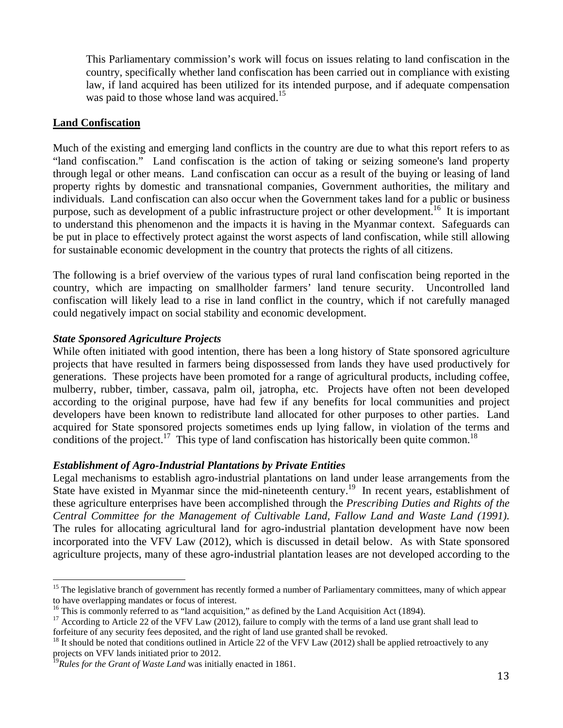This Parliamentary commission's work will focus on issues relating to land confiscation in the country, specifically whether land confiscation has been carried out in compliance with existing law, if land acquired has been utilized for its intended purpose, and if adequate compensation was paid to those whose land was acquired.[15]

## Land Confiscation

Much of the existing and emerging land conflicts in the country are due to what this report refers to as "land confiscation." Land confiscation is the action of taking or seizing someone's land property through legal or other means. Land confiscation can occur as a result of the buying or leasing of land property rights by domestic and transnational companies, Government authorities, the military and individuals. Land confiscation can also occur when the Government takes land for a public or business purpose, such as development of a public infrastructure project or other development.[16] It is important to understand this phenomenon and the impacts it is having in the Myanmar context. Safeguards can be put in place to effectively protect against the worst aspects of land confiscation, while still allowing for sustainable economic development in the country that protects the rights of all citizens.

The following is a brief overview of the various types of rural land confiscation being reported in the country, which are impacting on smallholder farmers' land tenure security. Uncontrolled land confiscation will likely lead to a rise in land conflict in the country, which if not carefully managed could negatively impact on social stability and economic development.

### *State Sponsored Agriculture Projects*

While often initiated with good intention, there has been a long history of State sponsored agriculture projects that have resulted in farmers being dispossessed from lands they have used productively for generations. These projects have been promoted for a range of agricultural products, including coffee, mulberry, rubber, timber, cassava, palm oil, jatropha, etc. Projects have often not been developed according to the original purpose, have had few if any benefits for local communities and project developers have been known to redistribute land allocated for other purposes to other parties. Land acquired for State sponsored projects sometimes ends up lying fallow, in violation of the terms and conditions of the project.[17] This type of land confiscation has historically been quite common.[18]

### *Establishment of Agro-Industrial Plantations by Private Entities*

Legal mechanisms to establish agro-industrial plantations on land under lease arrangements from the State have existed in Myanmar since the mid-nineteenth century.[19] In recent years, establishment of these agriculture enterprises have been accomplished through the *Prescribing Duties and Rights of the Central Committee for the Management of Cultivable Land, Fallow Land and Waste Land (1991)*. The rules for allocating agricultural land for agro-industrial plantation development have now been incorporated into the VFV Law (2012), which is discussed in detail below. As with State sponsored agriculture projects, many of these agro-industrial plantation leases are not developed according to the

---

[15] The legislative branch of government has recently formed a number of Parliamentary committees, many of which appear to have overlapping mandates or focus of interest.

[16] This is commonly referred to as "land acquisition," as defined by the Land Acquisition Act (1894).

[17] According to Article 22 of the VFV Law (2012), failure to comply with the terms of a land use grant shall lead to forfeiture of any security fees deposited, and the right of land use granted shall be revoked.

[18] It should be noted that conditions outlined in Article 22 of the VFV Law (2012) shall be applied retroactively to any projects on VFV lands initiated prior to 2012.

[19] *Rules for the Grant of Waste Land* was initially enacted in 1861.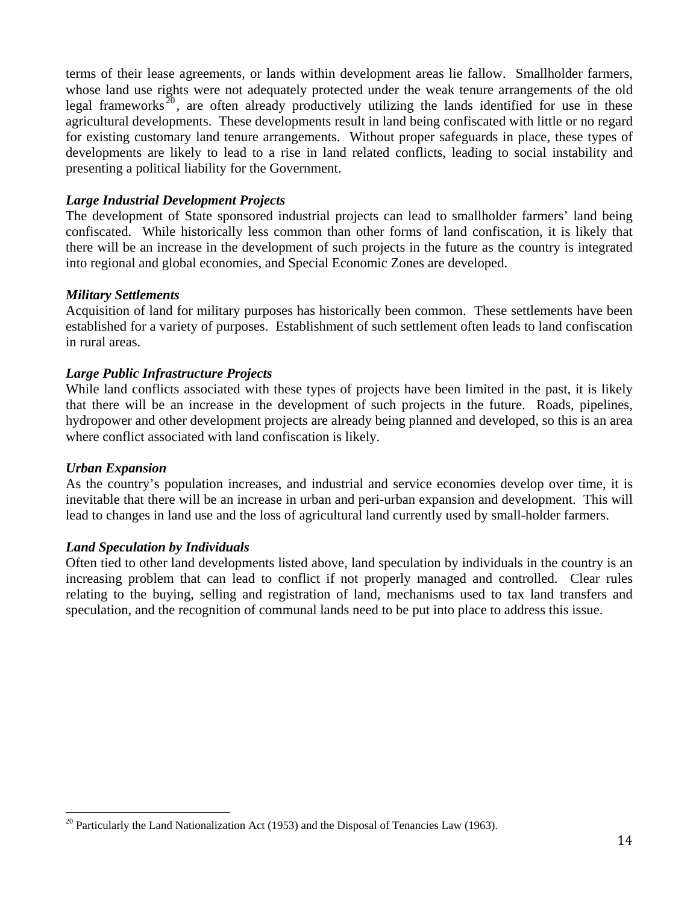terms of their lease agreements, or lands within development areas lie fallow. Smallholder farmers, whose land use rights were not adequately protected under the weak tenure arrangements of the old legal frameworks[20], are often already productively utilizing the lands identified for use in these agricultural developments. These developments result in land being confiscated with little or no regard for existing customary land tenure arrangements. Without proper safeguards in place, these types of developments are likely to lead to a rise in land related conflicts, leading to social instability and presenting a political liability for the Government.

***Large Industrial Development Projects***

The development of State sponsored industrial projects can lead to smallholder farmers' land being confiscated. While historically less common than other forms of land confiscation, it is likely that there will be an increase in the development of such projects in the future as the country is integrated into regional and global economies, and Special Economic Zones are developed.

***Military Settlements***

Acquisition of land for military purposes has historically been common. These settlements have been established for a variety of purposes. Establishment of such settlement often leads to land confiscation in rural areas.

***Large Public Infrastructure Projects***

While land conflicts associated with these types of projects have been limited in the past, it is likely that there will be an increase in the development of such projects in the future. Roads, pipelines, hydropower and other development projects are already being planned and developed, so this is an area where conflict associated with land confiscation is likely.

***Urban Expansion***

As the country's population increases, and industrial and service economies develop over time, it is inevitable that there will be an increase in urban and peri-urban expansion and development. This will lead to changes in land use and the loss of agricultural land currently used by small-holder farmers.

***Land Speculation by Individuals***

Often tied to other land developments listed above, land speculation by individuals in the country is an increasing problem that can lead to conflict if not properly managed and controlled. Clear rules relating to the buying, selling and registration of land, mechanisms used to tax land transfers and speculation, and the recognition of communal lands need to be put into place to address this issue.

---

[20] Particularly the Land Nationalization Act (1953) and the Disposal of Tenancies Law (1963).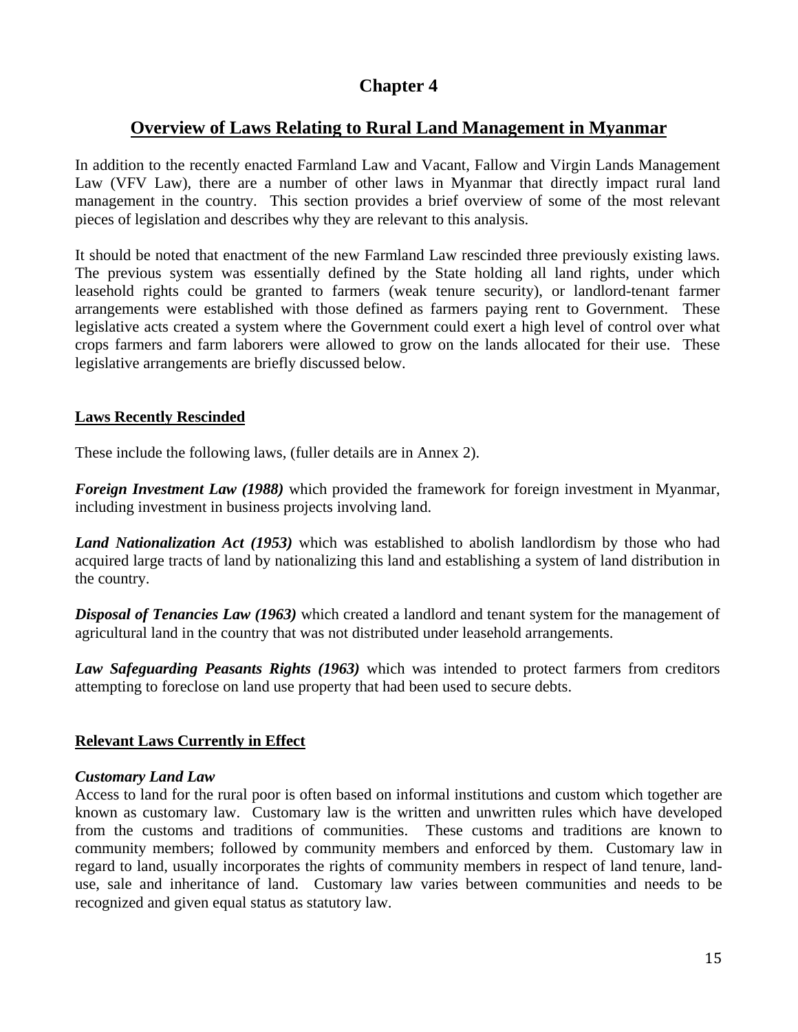# Chapter 4

## Overview of Laws Relating to Rural Land Management in Myanmar

In addition to the recently enacted Farmland Law and Vacant, Fallow and Virgin Lands Management Law (VFV Law), there are a number of other laws in Myanmar that directly impact rural land management in the country. This section provides a brief overview of some of the most relevant pieces of legislation and describes why they are relevant to this analysis.

It should be noted that enactment of the new Farmland Law rescinded three previously existing laws. The previous system was essentially defined by the State holding all land rights, under which leasehold rights could be granted to farmers (weak tenure security), or landlord-tenant farmer arrangements were established with those defined as farmers paying rent to Government. These legislative acts created a system where the Government could exert a high level of control over what crops farmers and farm laborers were allowed to grow on the lands allocated for their use. These legislative arrangements are briefly discussed below.

### Laws Recently Rescinded

These include the following laws, (fuller details are in Annex 2).

***Foreign Investment Law (1988)*** which provided the framework for foreign investment in Myanmar, including investment in business projects involving land.

***Land Nationalization Act (1953)*** which was established to abolish landlordism by those who had acquired large tracts of land by nationalizing this land and establishing a system of land distribution in the country.

***Disposal of Tenancies Law (1963)*** which created a landlord and tenant system for the management of agricultural land in the country that was not distributed under leasehold arrangements.

***Law Safeguarding Peasants Rights (1963)*** which was intended to protect farmers from creditors attempting to foreclose on land use property that had been used to secure debts.

### Relevant Laws Currently in Effect

***Customary Land Law***

Access to land for the rural poor is often based on informal institutions and custom which together are known as customary law. Customary law is the written and unwritten rules which have developed from the customs and traditions of communities. These customs and traditions are known to community members; followed by community members and enforced by them. Customary law in regard to land, usually incorporates the rights of community members in respect of land tenure, land-use, sale and inheritance of land. Customary law varies between communities and needs to be recognized and given equal status as statutory law.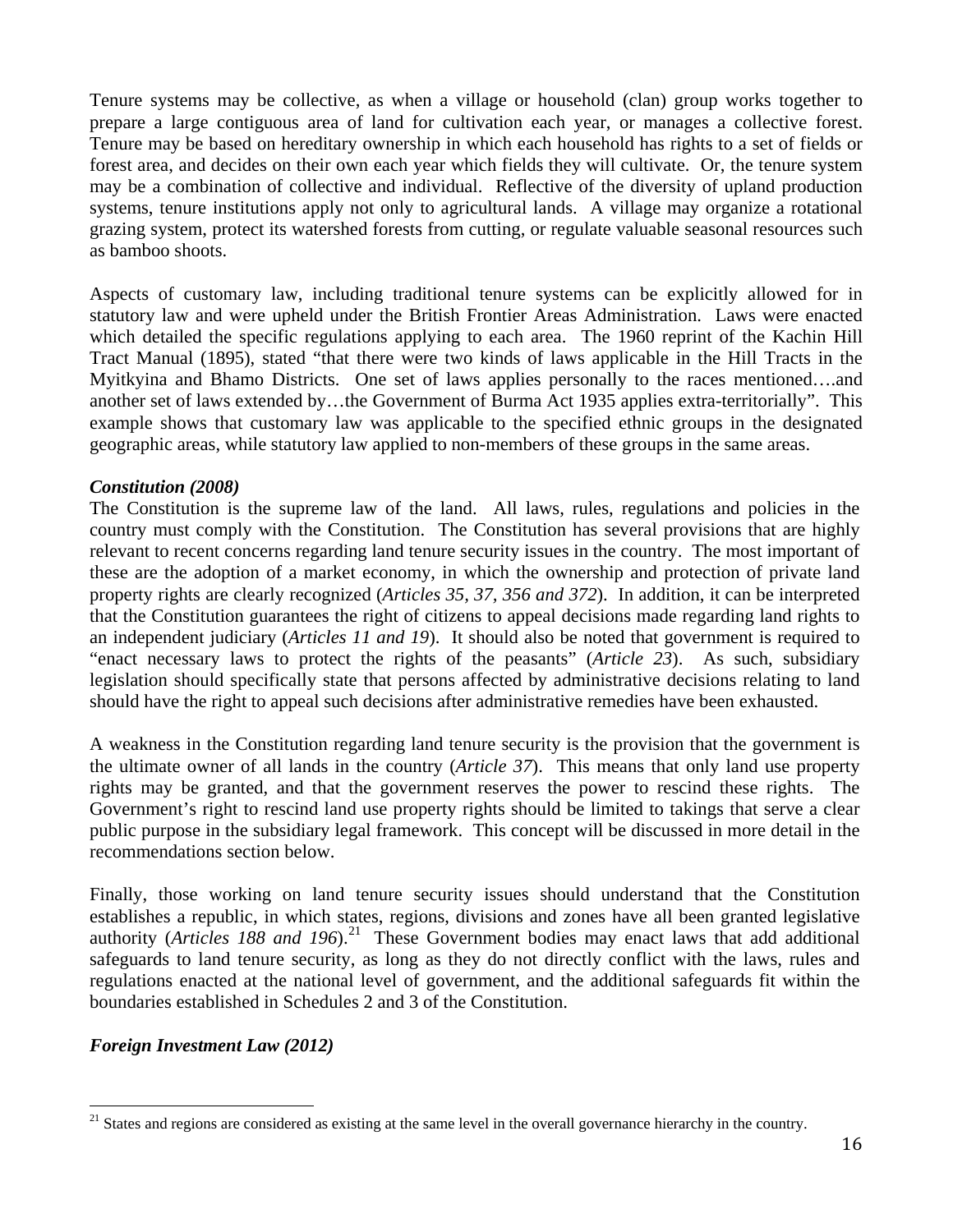Tenure systems may be collective, as when a village or household (clan) group works together to prepare a large contiguous area of land for cultivation each year, or manages a collective forest. Tenure may be based on hereditary ownership in which each household has rights to a set of fields or forest area, and decides on their own each year which fields they will cultivate. Or, the tenure system may be a combination of collective and individual. Reflective of the diversity of upland production systems, tenure institutions apply not only to agricultural lands. A village may organize a rotational grazing system, protect its watershed forests from cutting, or regulate valuable seasonal resources such as bamboo shoots.

Aspects of customary law, including traditional tenure systems can be explicitly allowed for in statutory law and were upheld under the British Frontier Areas Administration. Laws were enacted which detailed the specific regulations applying to each area. The 1960 reprint of the Kachin Hill Tract Manual (1895), stated "that there were two kinds of laws applicable in the Hill Tracts in the Myitkyina and Bhamo Districts. One set of laws applies personally to the races mentioned….and another set of laws extended by…the Government of Burma Act 1935 applies extra-territorially". This example shows that customary law was applicable to the specified ethnic groups in the designated geographic areas, while statutory law applied to non-members of these groups in the same areas.

***Constitution (2008)***

The Constitution is the supreme law of the land. All laws, rules, regulations and policies in the country must comply with the Constitution. The Constitution has several provisions that are highly relevant to recent concerns regarding land tenure security issues in the country. The most important of these are the adoption of a market economy, in which the ownership and protection of private land property rights are clearly recognized (*Articles 35, 37, 356 and 372*). In addition, it can be interpreted that the Constitution guarantees the right of citizens to appeal decisions made regarding land rights to an independent judiciary (*Articles 11 and 19*). It should also be noted that government is required to "enact necessary laws to protect the rights of the peasants" (*Article 23*). As such, subsidiary legislation should specifically state that persons affected by administrative decisions relating to land should have the right to appeal such decisions after administrative remedies have been exhausted.

A weakness in the Constitution regarding land tenure security is the provision that the government is the ultimate owner of all lands in the country (*Article 37*). This means that only land use property rights may be granted, and that the government reserves the power to rescind these rights. The Government's right to rescind land use property rights should be limited to takings that serve a clear public purpose in the subsidiary legal framework. This concept will be discussed in more detail in the recommendations section below.

Finally, those working on land tenure security issues should understand that the Constitution establishes a republic, in which states, regions, divisions and zones have all been granted legislative authority (*Articles 188 and 196*).[21] These Government bodies may enact laws that add additional safeguards to land tenure security, as long as they do not directly conflict with the laws, rules and regulations enacted at the national level of government, and the additional safeguards fit within the boundaries established in Schedules 2 and 3 of the Constitution.

***Foreign Investment Law (2012)***

[21] States and regions are considered as existing at the same level in the overall governance hierarchy in the country.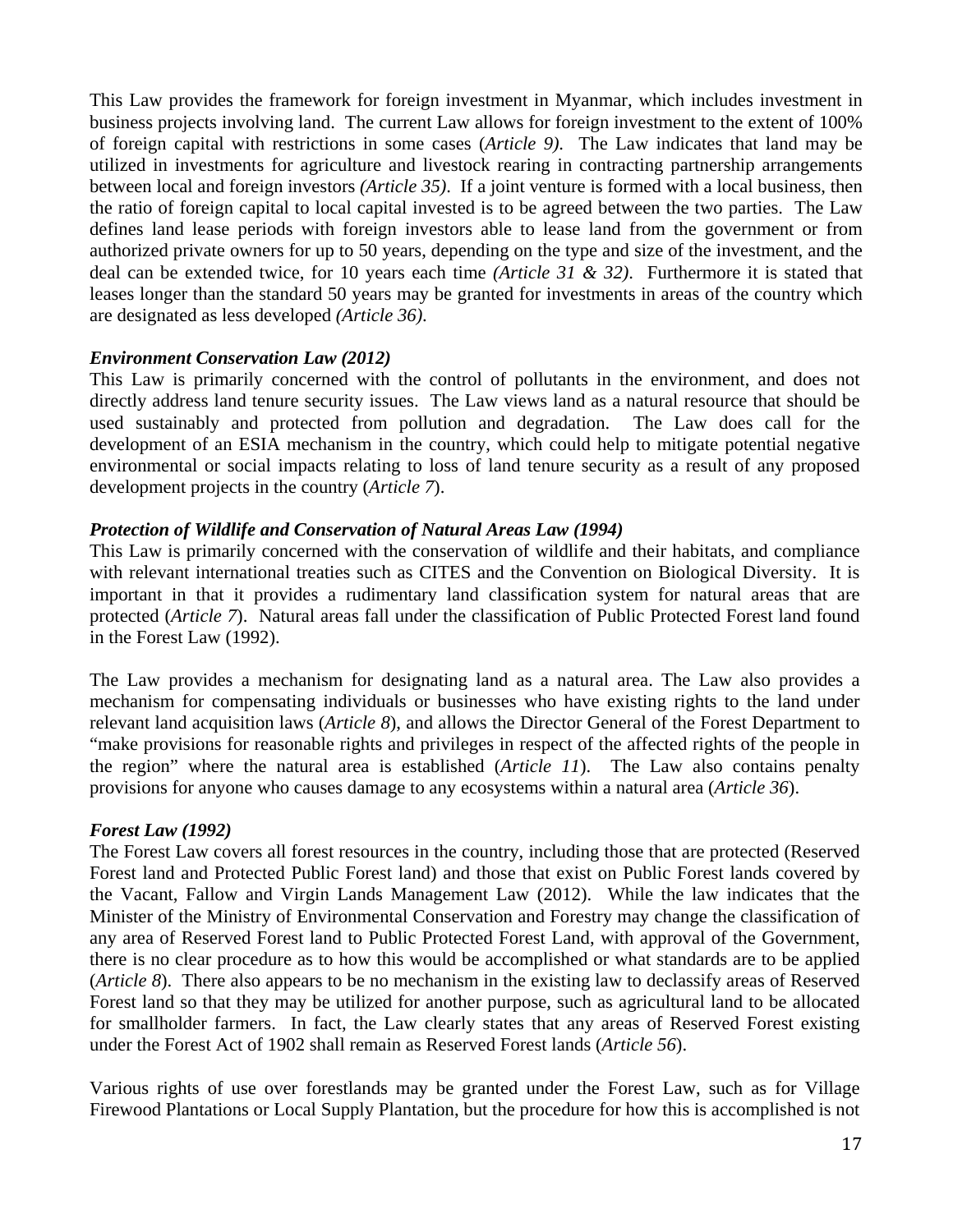This Law provides the framework for foreign investment in Myanmar, which includes investment in business projects involving land. The current Law allows for foreign investment to the extent of 100% of foreign capital with restrictions in some cases (*Article 9).* The Law indicates that land may be utilized in investments for agriculture and livestock rearing in contracting partnership arrangements between local and foreign investors *(Article 35)*. If a joint venture is formed with a local business, then the ratio of foreign capital to local capital invested is to be agreed between the two parties. The Law defines land lease periods with foreign investors able to lease land from the government or from authorized private owners for up to 50 years, depending on the type and size of the investment, and the deal can be extended twice, for 10 years each time *(Article 31 & 32)*. Furthermore it is stated that leases longer than the standard 50 years may be granted for investments in areas of the country which are designated as less developed *(Article 36)*.

***Environment Conservation Law (2012)***

This Law is primarily concerned with the control of pollutants in the environment, and does not directly address land tenure security issues. The Law views land as a natural resource that should be used sustainably and protected from pollution and degradation. The Law does call for the development of an ESIA mechanism in the country, which could help to mitigate potential negative environmental or social impacts relating to loss of land tenure security as a result of any proposed development projects in the country (*Article 7*).

***Protection of Wildlife and Conservation of Natural Areas Law (1994)***

This Law is primarily concerned with the conservation of wildlife and their habitats, and compliance with relevant international treaties such as CITES and the Convention on Biological Diversity. It is important in that it provides a rudimentary land classification system for natural areas that are protected (*Article 7*). Natural areas fall under the classification of Public Protected Forest land found in the Forest Law (1992).

The Law provides a mechanism for designating land as a natural area. The Law also provides a mechanism for compensating individuals or businesses who have existing rights to the land under relevant land acquisition laws (*Article 8*), and allows the Director General of the Forest Department to "make provisions for reasonable rights and privileges in respect of the affected rights of the people in the region" where the natural area is established (*Article 11*). The Law also contains penalty provisions for anyone who causes damage to any ecosystems within a natural area (*Article 36*).

***Forest Law (1992)***

The Forest Law covers all forest resources in the country, including those that are protected (Reserved Forest land and Protected Public Forest land) and those that exist on Public Forest lands covered by the Vacant, Fallow and Virgin Lands Management Law (2012). While the law indicates that the Minister of the Ministry of Environmental Conservation and Forestry may change the classification of any area of Reserved Forest land to Public Protected Forest Land, with approval of the Government, there is no clear procedure as to how this would be accomplished or what standards are to be applied (*Article 8*). There also appears to be no mechanism in the existing law to declassify areas of Reserved Forest land so that they may be utilized for another purpose, such as agricultural land to be allocated for smallholder farmers. In fact, the Law clearly states that any areas of Reserved Forest existing under the Forest Act of 1902 shall remain as Reserved Forest lands (*Article 56*).

Various rights of use over forestlands may be granted under the Forest Law, such as for Village Firewood Plantations or Local Supply Plantation, but the procedure for how this is accomplished is not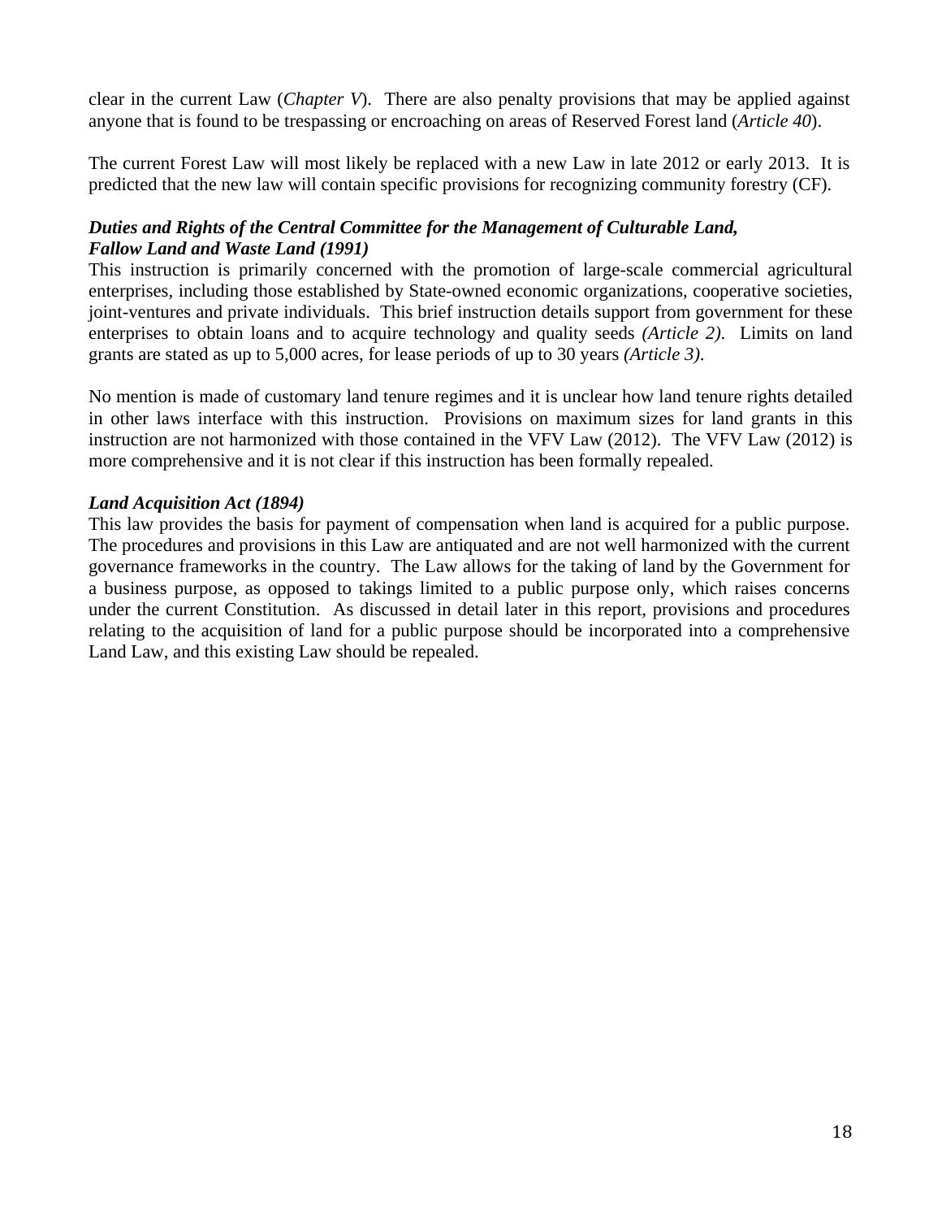clear in the current Law (*Chapter V*). There are also penalty provisions that may be applied against anyone that is found to be trespassing or encroaching on areas of Reserved Forest land (*Article 40*).

The current Forest Law will most likely be replaced with a new Law in late 2012 or early 2013. It is predicted that the new law will contain specific provisions for recognizing community forestry (CF).

***Duties and Rights of the Central Committee for the Management of Culturable Land, Fallow Land and Waste Land (1991)***

This instruction is primarily concerned with the promotion of large-scale commercial agricultural enterprises, including those established by State-owned economic organizations, cooperative societies, joint-ventures and private individuals. This brief instruction details support from government for these enterprises to obtain loans and to acquire technology and quality seeds *(Article 2)*. Limits on land grants are stated as up to 5,000 acres, for lease periods of up to 30 years *(Article 3)*.

No mention is made of customary land tenure regimes and it is unclear how land tenure rights detailed in other laws interface with this instruction. Provisions on maximum sizes for land grants in this instruction are not harmonized with those contained in the VFV Law (2012). The VFV Law (2012) is more comprehensive and it is not clear if this instruction has been formally repealed.

***Land Acquisition Act (1894)***

This law provides the basis for payment of compensation when land is acquired for a public purpose. The procedures and provisions in this Law are antiquated and are not well harmonized with the current governance frameworks in the country. The Law allows for the taking of land by the Government for a business purpose, as opposed to takings limited to a public purpose only, which raises concerns under the current Constitution. As discussed in detail later in this report, provisions and procedures relating to the acquisition of land for a public purpose should be incorporated into a comprehensive Land Law, and this existing Law should be repealed.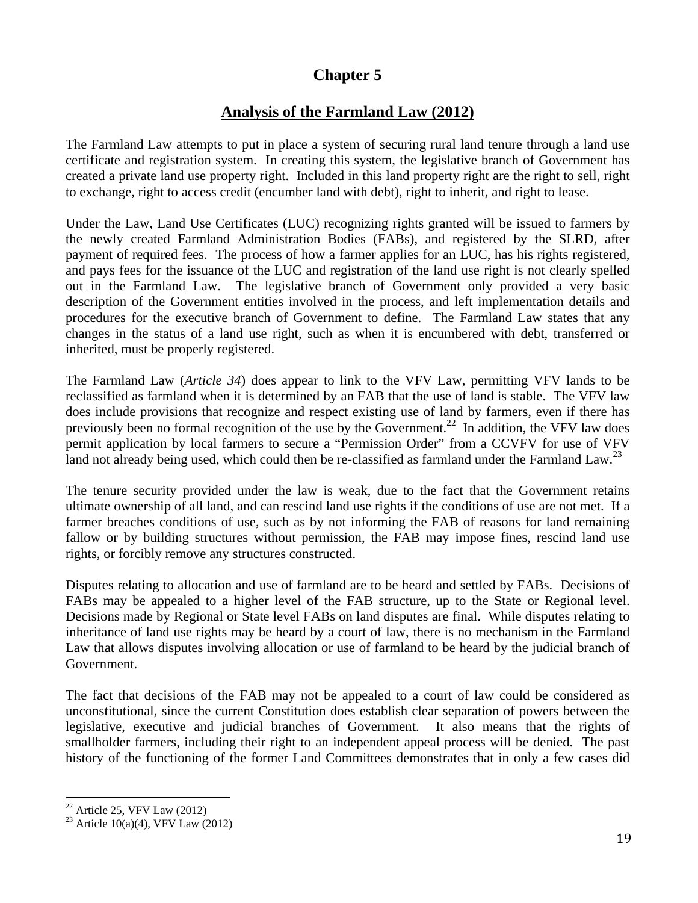# Chapter 5

## Analysis of the Farmland Law (2012)

The Farmland Law attempts to put in place a system of securing rural land tenure through a land use certificate and registration system. In creating this system, the legislative branch of Government has created a private land use property right. Included in this land property right are the right to sell, right to exchange, right to access credit (encumber land with debt), right to inherit, and right to lease.

Under the Law, Land Use Certificates (LUC) recognizing rights granted will be issued to farmers by the newly created Farmland Administration Bodies (FABs), and registered by the SLRD, after payment of required fees. The process of how a farmer applies for an LUC, has his rights registered, and pays fees for the issuance of the LUC and registration of the land use right is not clearly spelled out in the Farmland Law. The legislative branch of Government only provided a very basic description of the Government entities involved in the process, and left implementation details and procedures for the executive branch of Government to define. The Farmland Law states that any changes in the status of a land use right, such as when it is encumbered with debt, transferred or inherited, must be properly registered.

The Farmland Law (*Article 34*) does appear to link to the VFV Law, permitting VFV lands to be reclassified as farmland when it is determined by an FAB that the use of land is stable. The VFV law does include provisions that recognize and respect existing use of land by farmers, even if there has previously been no formal recognition of the use by the Government.[22] In addition, the VFV law does permit application by local farmers to secure a "Permission Order" from a CCVFV for use of VFV land not already being used, which could then be re-classified as farmland under the Farmland Law.[23]

The tenure security provided under the law is weak, due to the fact that the Government retains ultimate ownership of all land, and can rescind land use rights if the conditions of use are not met. If a farmer breaches conditions of use, such as by not informing the FAB of reasons for land remaining fallow or by building structures without permission, the FAB may impose fines, rescind land use rights, or forcibly remove any structures constructed.

Disputes relating to allocation and use of farmland are to be heard and settled by FABs. Decisions of FABs may be appealed to a higher level of the FAB structure, up to the State or Regional level. Decisions made by Regional or State level FABs on land disputes are final. While disputes relating to inheritance of land use rights may be heard by a court of law, there is no mechanism in the Farmland Law that allows disputes involving allocation or use of farmland to be heard by the judicial branch of Government.

The fact that decisions of the FAB may not be appealed to a court of law could be considered as unconstitutional, since the current Constitution does establish clear separation of powers between the legislative, executive and judicial branches of Government. It also means that the rights of smallholder farmers, including their right to an independent appeal process will be denied. The past history of the functioning of the former Land Committees demonstrates that in only a few cases did

---

[22] Article 25, VFV Law (2012)

[23] Article 10(a)(4), VFV Law (2012)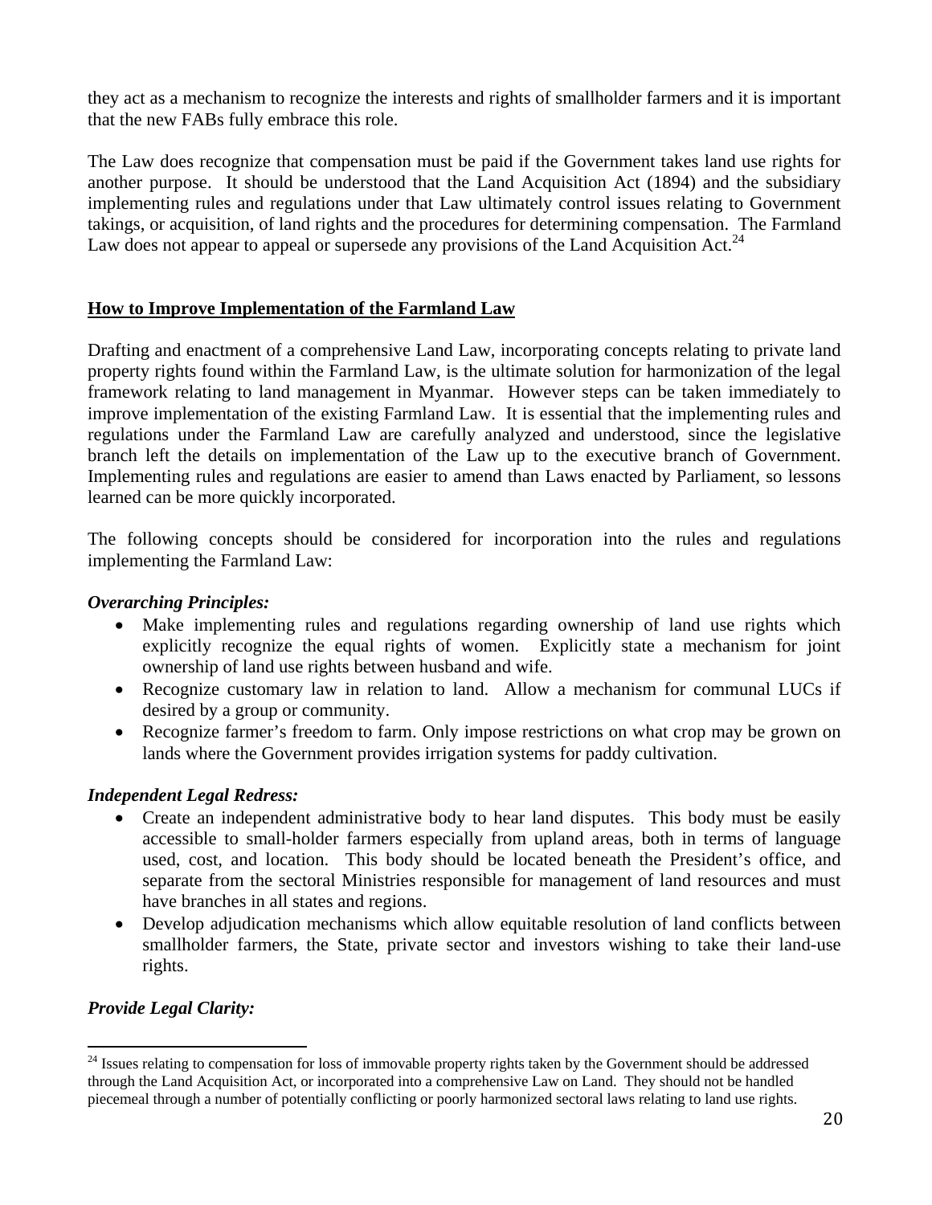they act as a mechanism to recognize the interests and rights of smallholder farmers and it is important that the new FABs fully embrace this role.

The Law does recognize that compensation must be paid if the Government takes land use rights for another purpose. It should be understood that the Land Acquisition Act (1894) and the subsidiary implementing rules and regulations under that Law ultimately control issues relating to Government takings, or acquisition, of land rights and the procedures for determining compensation. The Farmland Law does not appear to appeal or supersede any provisions of the Land Acquisition Act.[24]

## How to Improve Implementation of the Farmland Law

Drafting and enactment of a comprehensive Land Law, incorporating concepts relating to private land property rights found within the Farmland Law, is the ultimate solution for harmonization of the legal framework relating to land management in Myanmar. However steps can be taken immediately to improve implementation of the existing Farmland Law. It is essential that the implementing rules and regulations under the Farmland Law are carefully analyzed and understood, since the legislative branch left the details on implementation of the Law up to the executive branch of Government. Implementing rules and regulations are easier to amend than Laws enacted by Parliament, so lessons learned can be more quickly incorporated.

The following concepts should be considered for incorporation into the rules and regulations implementing the Farmland Law:

### *Overarching Principles:*

- Make implementing rules and regulations regarding ownership of land use rights which explicitly recognize the equal rights of women. Explicitly state a mechanism for joint ownership of land use rights between husband and wife.
- Recognize customary law in relation to land. Allow a mechanism for communal LUCs if desired by a group or community.
- Recognize farmer's freedom to farm. Only impose restrictions on what crop may be grown on lands where the Government provides irrigation systems for paddy cultivation.

### *Independent Legal Redress:*

- Create an independent administrative body to hear land disputes. This body must be easily accessible to small-holder farmers especially from upland areas, both in terms of language used, cost, and location. This body should be located beneath the President's office, and separate from the sectoral Ministries responsible for management of land resources and must have branches in all states and regions.
- Develop adjudication mechanisms which allow equitable resolution of land conflicts between smallholder farmers, the State, private sector and investors wishing to take their land-use rights.

### *Provide Legal Clarity:*

[24] Issues relating to compensation for loss of immovable property rights taken by the Government should be addressed through the Land Acquisition Act, or incorporated into a comprehensive Law on Land. They should not be handled piecemeal through a number of potentially conflicting or poorly harmonized sectoral laws relating to land use rights.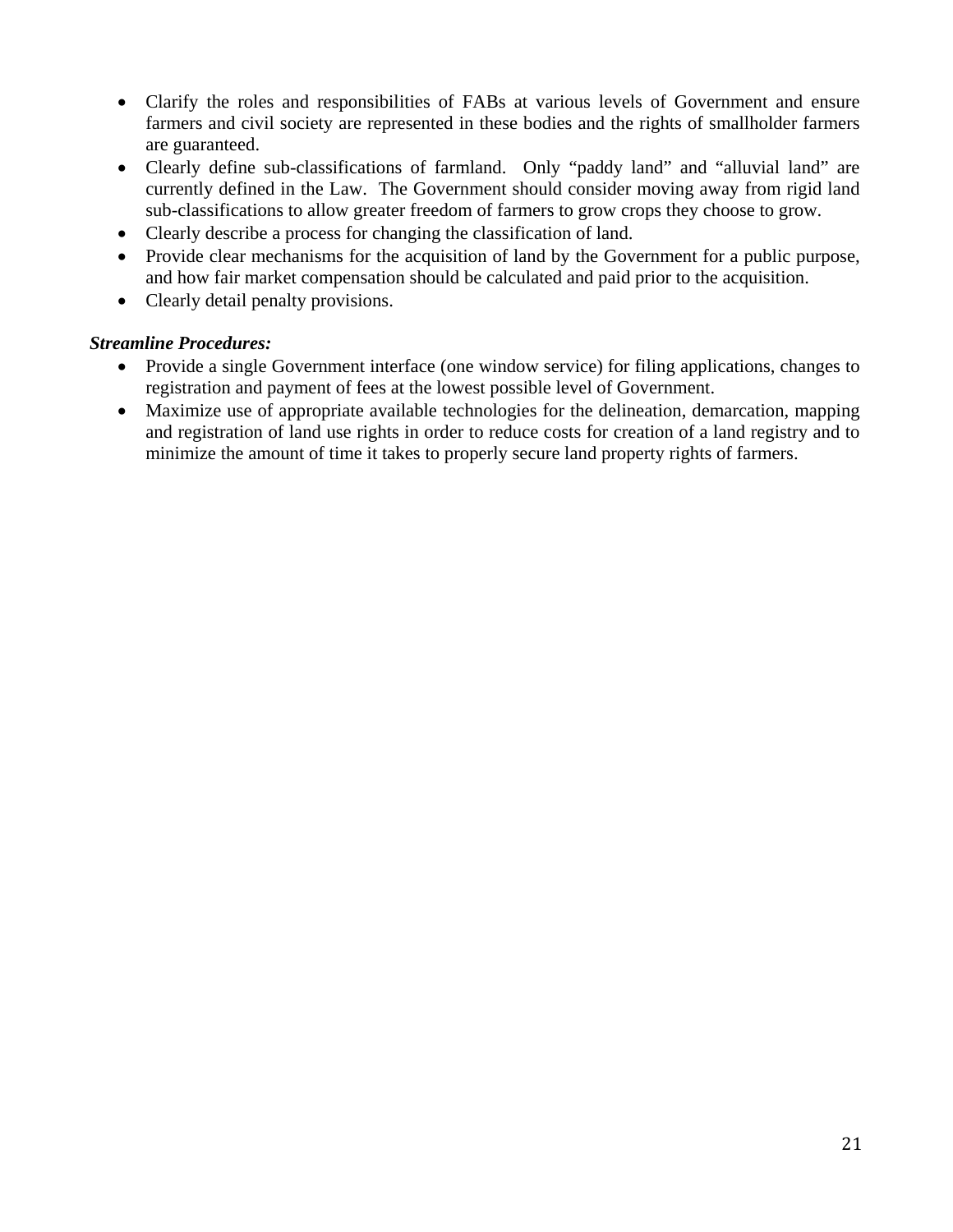- Clarify the roles and responsibilities of FABs at various levels of Government and ensure farmers and civil society are represented in these bodies and the rights of smallholder farmers are guaranteed.
- Clearly define sub-classifications of farmland. Only "paddy land" and "alluvial land" are currently defined in the Law. The Government should consider moving away from rigid land sub-classifications to allow greater freedom of farmers to grow crops they choose to grow.
- Clearly describe a process for changing the classification of land.
- Provide clear mechanisms for the acquisition of land by the Government for a public purpose, and how fair market compensation should be calculated and paid prior to the acquisition.
- Clearly detail penalty provisions.

***Streamline Procedures:***

- Provide a single Government interface (one window service) for filing applications, changes to registration and payment of fees at the lowest possible level of Government.
- Maximize use of appropriate available technologies for the delineation, demarcation, mapping and registration of land use rights in order to reduce costs for creation of a land registry and to minimize the amount of time it takes to properly secure land property rights of farmers.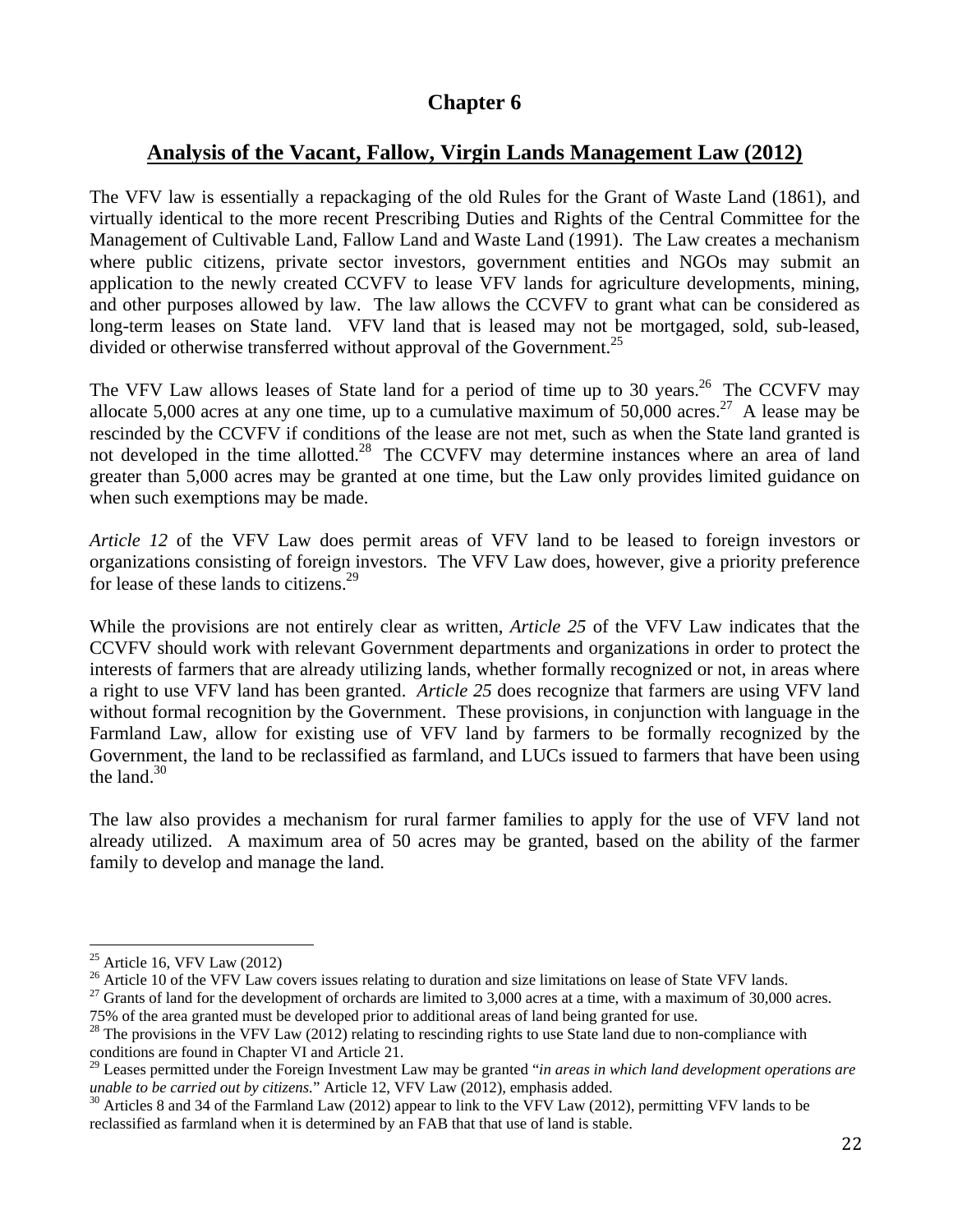# Chapter 6

## Analysis of the Vacant, Fallow, Virgin Lands Management Law (2012)

The VFV law is essentially a repackaging of the old Rules for the Grant of Waste Land (1861), and virtually identical to the more recent Prescribing Duties and Rights of the Central Committee for the Management of Cultivable Land, Fallow Land and Waste Land (1991). The Law creates a mechanism where public citizens, private sector investors, government entities and NGOs may submit an application to the newly created CCVFV to lease VFV lands for agriculture developments, mining, and other purposes allowed by law. The law allows the CCVFV to grant what can be considered as long-term leases on State land. VFV land that is leased may not be mortgaged, sold, sub-leased, divided or otherwise transferred without approval of the Government.[25]

The VFV Law allows leases of State land for a period of time up to 30 years.[26] The CCVFV may allocate 5,000 acres at any one time, up to a cumulative maximum of 50,000 acres.[27] A lease may be rescinded by the CCVFV if conditions of the lease are not met, such as when the State land granted is not developed in the time allotted.[28] The CCVFV may determine instances where an area of land greater than 5,000 acres may be granted at one time, but the Law only provides limited guidance on when such exemptions may be made.

*Article 12* of the VFV Law does permit areas of VFV land to be leased to foreign investors or organizations consisting of foreign investors. The VFV Law does, however, give a priority preference for lease of these lands to citizens.[29]

While the provisions are not entirely clear as written, *Article 25* of the VFV Law indicates that the CCVFV should work with relevant Government departments and organizations in order to protect the interests of farmers that are already utilizing lands, whether formally recognized or not, in areas where a right to use VFV land has been granted. *Article 25* does recognize that farmers are using VFV land without formal recognition by the Government. These provisions, in conjunction with language in the Farmland Law, allow for existing use of VFV land by farmers to be formally recognized by the Government, the land to be reclassified as farmland, and LUCs issued to farmers that have been using the land.[30]

The law also provides a mechanism for rural farmer families to apply for the use of VFV land not already utilized. A maximum area of 50 acres may be granted, based on the ability of the farmer family to develop and manage the land.

---

[25] Article 16, VFV Law (2012)

[26] Article 10 of the VFV Law covers issues relating to duration and size limitations on lease of State VFV lands.

[27] Grants of land for the development of orchards are limited to 3,000 acres at a time, with a maximum of 30,000 acres. 75% of the area granted must be developed prior to additional areas of land being granted for use.

[28] The provisions in the VFV Law (2012) relating to rescinding rights to use State land due to non-compliance with conditions are found in Chapter VI and Article 21.

[29] Leases permitted under the Foreign Investment Law may be granted "*in areas in which land development operations are unable to be carried out by citizens.*" Article 12, VFV Law (2012), emphasis added.

[30] Articles 8 and 34 of the Farmland Law (2012) appear to link to the VFV Law (2012), permitting VFV lands to be reclassified as farmland when it is determined by an FAB that that use of land is stable.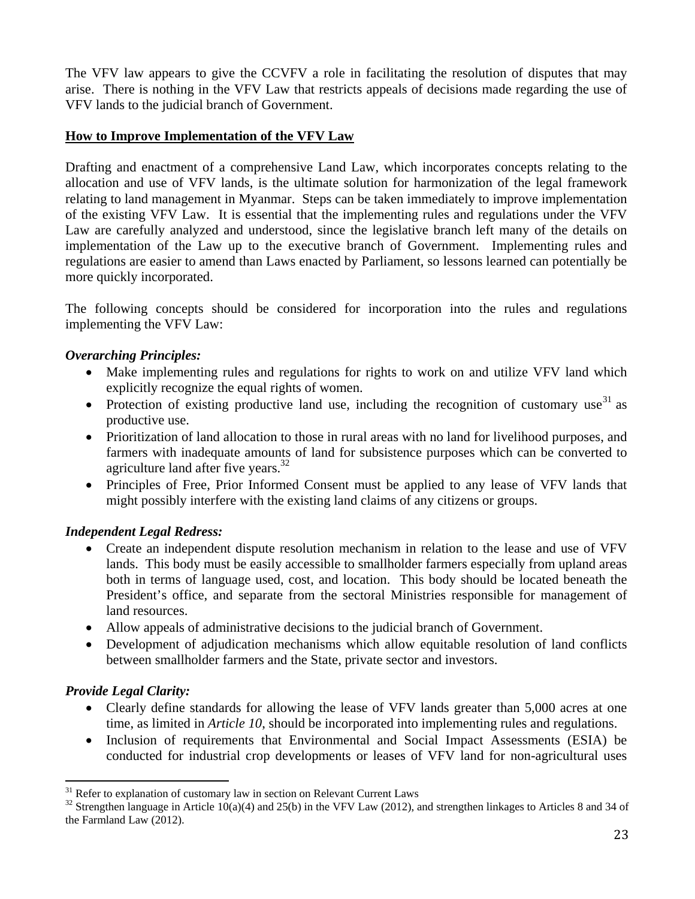The VFV law appears to give the CCVFV a role in facilitating the resolution of disputes that may arise. There is nothing in the VFV Law that restricts appeals of decisions made regarding the use of VFV lands to the judicial branch of Government.

## How to Improve Implementation of the VFV Law

Drafting and enactment of a comprehensive Land Law, which incorporates concepts relating to the allocation and use of VFV lands, is the ultimate solution for harmonization of the legal framework relating to land management in Myanmar. Steps can be taken immediately to improve implementation of the existing VFV Law. It is essential that the implementing rules and regulations under the VFV Law are carefully analyzed and understood, since the legislative branch left many of the details on implementation of the Law up to the executive branch of Government. Implementing rules and regulations are easier to amend than Laws enacted by Parliament, so lessons learned can potentially be more quickly incorporated.

The following concepts should be considered for incorporation into the rules and regulations implementing the VFV Law:

### *Overarching Principles:*

- Make implementing rules and regulations for rights to work on and utilize VFV land which explicitly recognize the equal rights of women.
- Protection of existing productive land use, including the recognition of customary use[31] as productive use.
- Prioritization of land allocation to those in rural areas with no land for livelihood purposes, and farmers with inadequate amounts of land for subsistence purposes which can be converted to agriculture land after five years.[32]
- Principles of Free, Prior Informed Consent must be applied to any lease of VFV lands that might possibly interfere with the existing land claims of any citizens or groups.

### *Independent Legal Redress:*

- Create an independent dispute resolution mechanism in relation to the lease and use of VFV lands. This body must be easily accessible to smallholder farmers especially from upland areas both in terms of language used, cost, and location. This body should be located beneath the President's office, and separate from the sectoral Ministries responsible for management of land resources.
- Allow appeals of administrative decisions to the judicial branch of Government.
- Development of adjudication mechanisms which allow equitable resolution of land conflicts between smallholder farmers and the State, private sector and investors.

### *Provide Legal Clarity:*

- Clearly define standards for allowing the lease of VFV lands greater than 5,000 acres at one time, as limited in *Article 10*, should be incorporated into implementing rules and regulations.
- Inclusion of requirements that Environmental and Social Impact Assessments (ESIA) be conducted for industrial crop developments or leases of VFV land for non-agricultural uses

---

[31] Refer to explanation of customary law in section on Relevant Current Laws

[32] Strengthen language in Article 10(a)(4) and 25(b) in the VFV Law (2012), and strengthen linkages to Articles 8 and 34 of the Farmland Law (2012).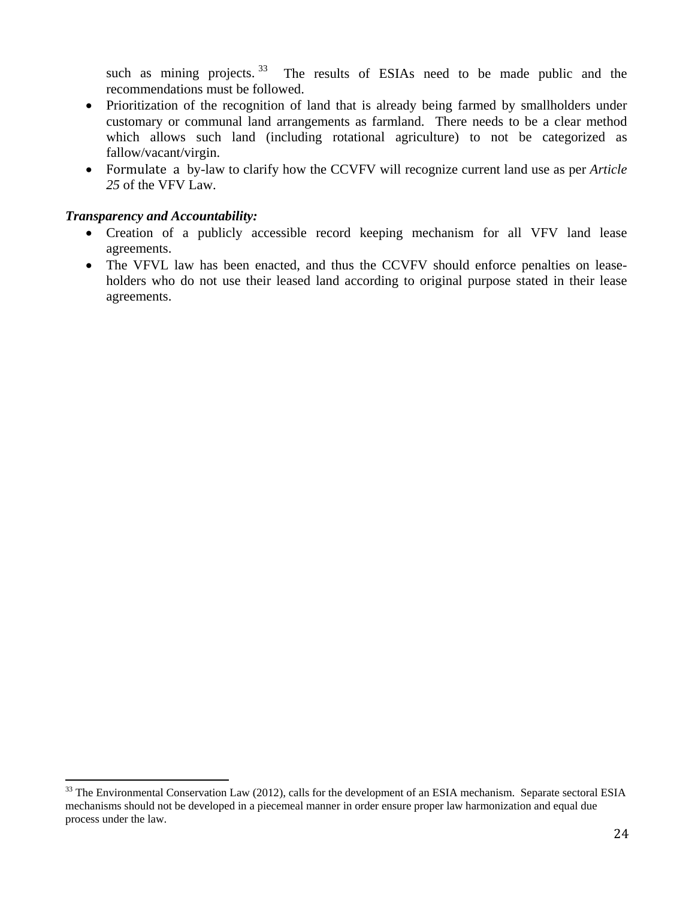such as mining projects.[33] The results of ESIAs need to be made public and the recommendations must be followed.

- Prioritization of the recognition of land that is already being farmed by smallholders under customary or communal land arrangements as farmland. There needs to be a clear method which allows such land (including rotational agriculture) to not be categorized as fallow/vacant/virgin.
- Formulate a by-law to clarify how the CCVFV will recognize current land use as per *Article 25* of the VFV Law.

***Transparency and Accountability:***

- Creation of a publicly accessible record keeping mechanism for all VFV land lease agreements.
- The VFVL law has been enacted, and thus the CCVFV should enforce penalties on lease-holders who do not use their leased land according to original purpose stated in their lease agreements.

---

[33] The Environmental Conservation Law (2012), calls for the development of an ESIA mechanism. Separate sectoral ESIA mechanisms should not be developed in a piecemeal manner in order ensure proper law harmonization and equal due process under the law.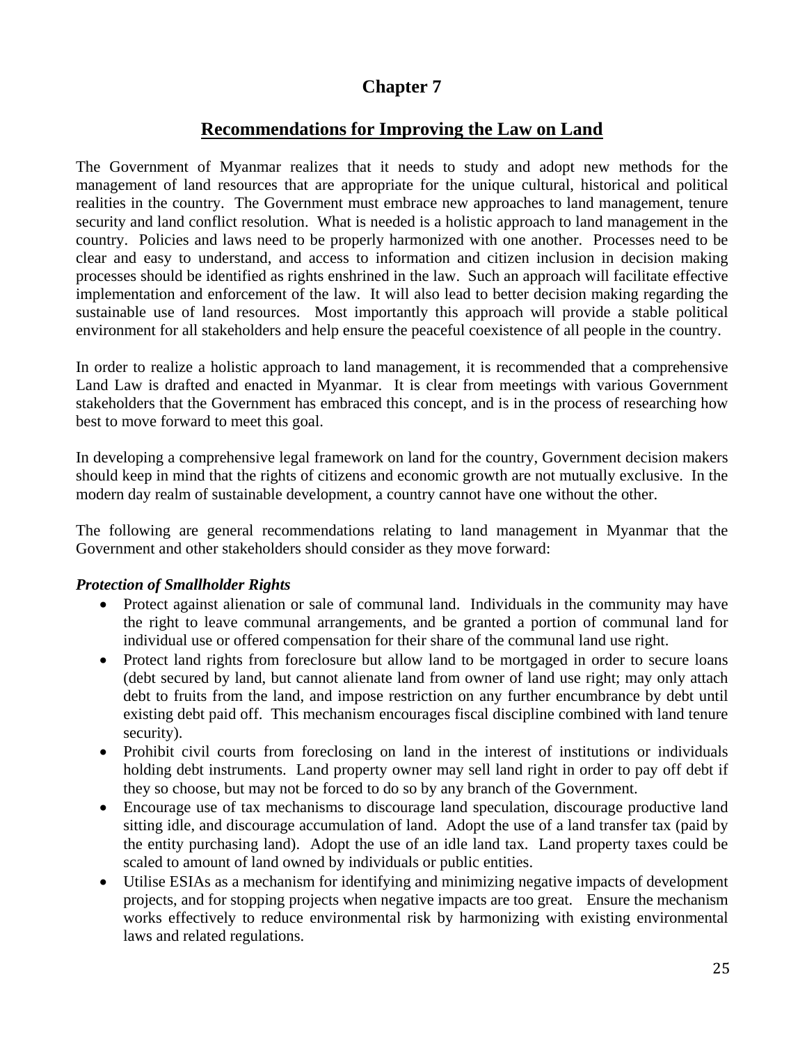# Chapter 7

## Recommendations for Improving the Law on Land

The Government of Myanmar realizes that it needs to study and adopt new methods for the management of land resources that are appropriate for the unique cultural, historical and political realities in the country. The Government must embrace new approaches to land management, tenure security and land conflict resolution. What is needed is a holistic approach to land management in the country. Policies and laws need to be properly harmonized with one another. Processes need to be clear and easy to understand, and access to information and citizen inclusion in decision making processes should be identified as rights enshrined in the law. Such an approach will facilitate effective implementation and enforcement of the law. It will also lead to better decision making regarding the sustainable use of land resources. Most importantly this approach will provide a stable political environment for all stakeholders and help ensure the peaceful coexistence of all people in the country.

In order to realize a holistic approach to land management, it is recommended that a comprehensive Land Law is drafted and enacted in Myanmar. It is clear from meetings with various Government stakeholders that the Government has embraced this concept, and is in the process of researching how best to move forward to meet this goal.

In developing a comprehensive legal framework on land for the country, Government decision makers should keep in mind that the rights of citizens and economic growth are not mutually exclusive. In the modern day realm of sustainable development, a country cannot have one without the other.

The following are general recommendations relating to land management in Myanmar that the Government and other stakeholders should consider as they move forward:

***Protection of Smallholder Rights***

- Protect against alienation or sale of communal land. Individuals in the community may have the right to leave communal arrangements, and be granted a portion of communal land for individual use or offered compensation for their share of the communal land use right.
- Protect land rights from foreclosure but allow land to be mortgaged in order to secure loans (debt secured by land, but cannot alienate land from owner of land use right; may only attach debt to fruits from the land, and impose restriction on any further encumbrance by debt until existing debt paid off. This mechanism encourages fiscal discipline combined with land tenure security).
- Prohibit civil courts from foreclosing on land in the interest of institutions or individuals holding debt instruments. Land property owner may sell land right in order to pay off debt if they so choose, but may not be forced to do so by any branch of the Government.
- Encourage use of tax mechanisms to discourage land speculation, discourage productive land sitting idle, and discourage accumulation of land. Adopt the use of a land transfer tax (paid by the entity purchasing land). Adopt the use of an idle land tax. Land property taxes could be scaled to amount of land owned by individuals or public entities.
- Utilise ESIAs as a mechanism for identifying and minimizing negative impacts of development projects, and for stopping projects when negative impacts are too great. Ensure the mechanism works effectively to reduce environmental risk by harmonizing with existing environmental laws and related regulations.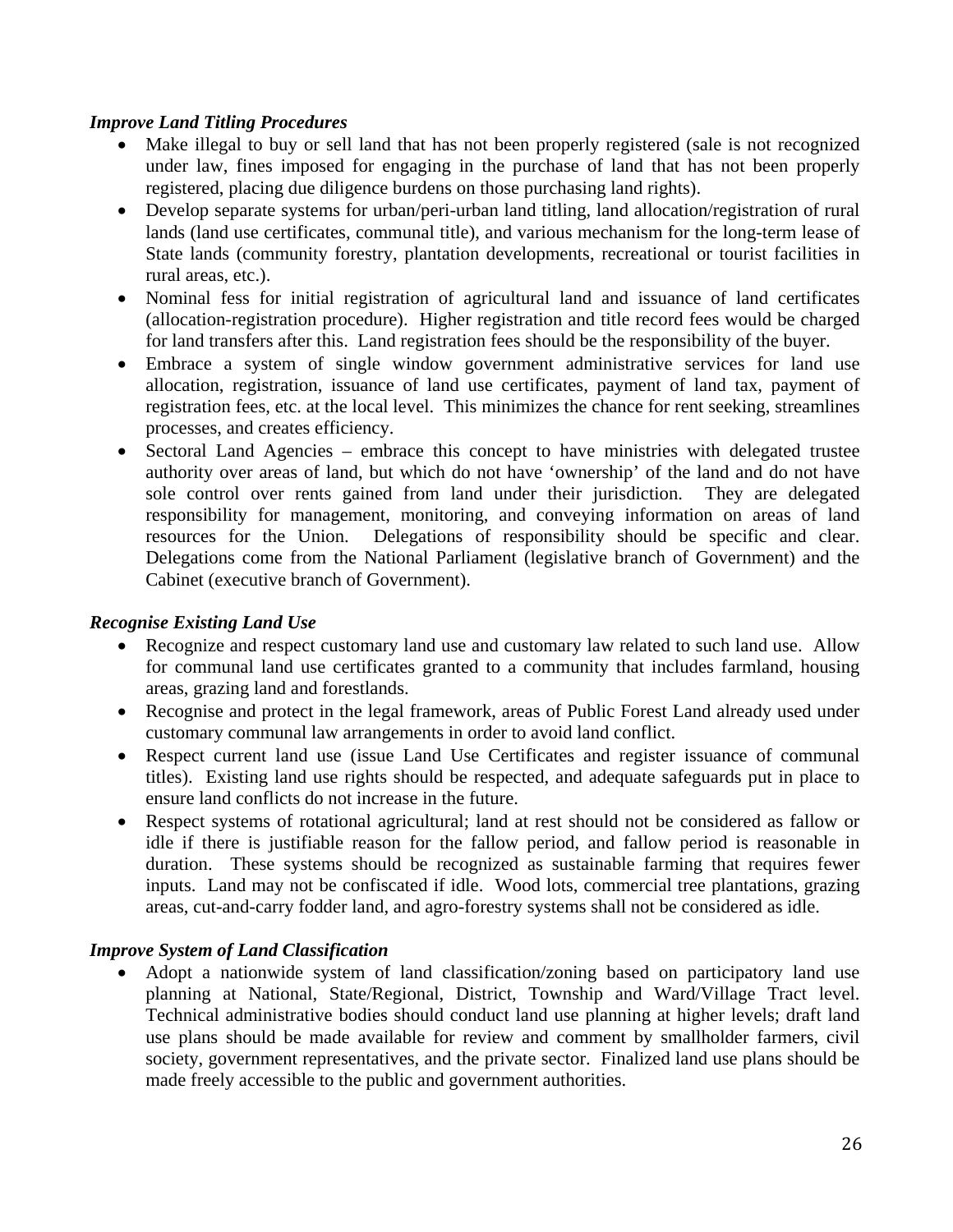*Improve Land Titling Procedures*

- Make illegal to buy or sell land that has not been properly registered (sale is not recognized under law, fines imposed for engaging in the purchase of land that has not been properly registered, placing due diligence burdens on those purchasing land rights).
- Develop separate systems for urban/peri-urban land titling, land allocation/registration of rural lands (land use certificates, communal title), and various mechanism for the long-term lease of State lands (community forestry, plantation developments, recreational or tourist facilities in rural areas, etc.).
- Nominal fess for initial registration of agricultural land and issuance of land certificates (allocation-registration procedure). Higher registration and title record fees would be charged for land transfers after this. Land registration fees should be the responsibility of the buyer.
- Embrace a system of single window government administrative services for land use allocation, registration, issuance of land use certificates, payment of land tax, payment of registration fees, etc. at the local level. This minimizes the chance for rent seeking, streamlines processes, and creates efficiency.
- Sectoral Land Agencies – embrace this concept to have ministries with delegated trustee authority over areas of land, but which do not have 'ownership' of the land and do not have sole control over rents gained from land under their jurisdiction. They are delegated responsibility for management, monitoring, and conveying information on areas of land resources for the Union. Delegations of responsibility should be specific and clear. Delegations come from the National Parliament (legislative branch of Government) and the Cabinet (executive branch of Government).

*Recognise Existing Land Use*

- Recognize and respect customary land use and customary law related to such land use. Allow for communal land use certificates granted to a community that includes farmland, housing areas, grazing land and forestlands.
- Recognise and protect in the legal framework, areas of Public Forest Land already used under customary communal law arrangements in order to avoid land conflict.
- Respect current land use (issue Land Use Certificates and register issuance of communal titles). Existing land use rights should be respected, and adequate safeguards put in place to ensure land conflicts do not increase in the future.
- Respect systems of rotational agricultural; land at rest should not be considered as fallow or idle if there is justifiable reason for the fallow period, and fallow period is reasonable in duration. These systems should be recognized as sustainable farming that requires fewer inputs. Land may not be confiscated if idle. Wood lots, commercial tree plantations, grazing areas, cut-and-carry fodder land, and agro-forestry systems shall not be considered as idle.

*Improve System of Land Classification*

- Adopt a nationwide system of land classification/zoning based on participatory land use planning at National, State/Regional, District, Township and Ward/Village Tract level. Technical administrative bodies should conduct land use planning at higher levels; draft land use plans should be made available for review and comment by smallholder farmers, civil society, government representatives, and the private sector. Finalized land use plans should be made freely accessible to the public and government authorities.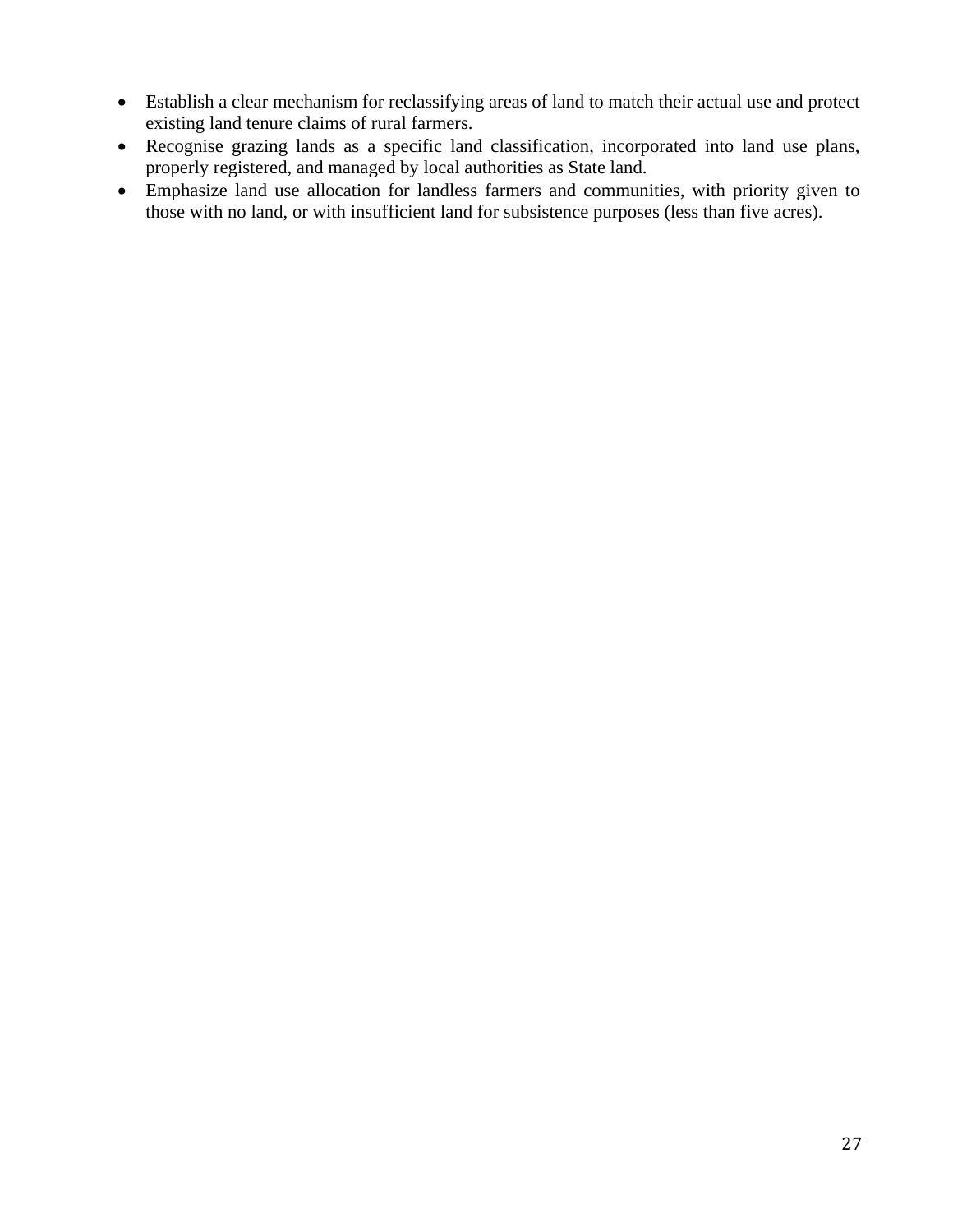- Establish a clear mechanism for reclassifying areas of land to match their actual use and protect existing land tenure claims of rural farmers.
- Recognise grazing lands as a specific land classification, incorporated into land use plans, properly registered, and managed by local authorities as State land.
- Emphasize land use allocation for landless farmers and communities, with priority given to those with no land, or with insufficient land for subsistence purposes (less than five acres).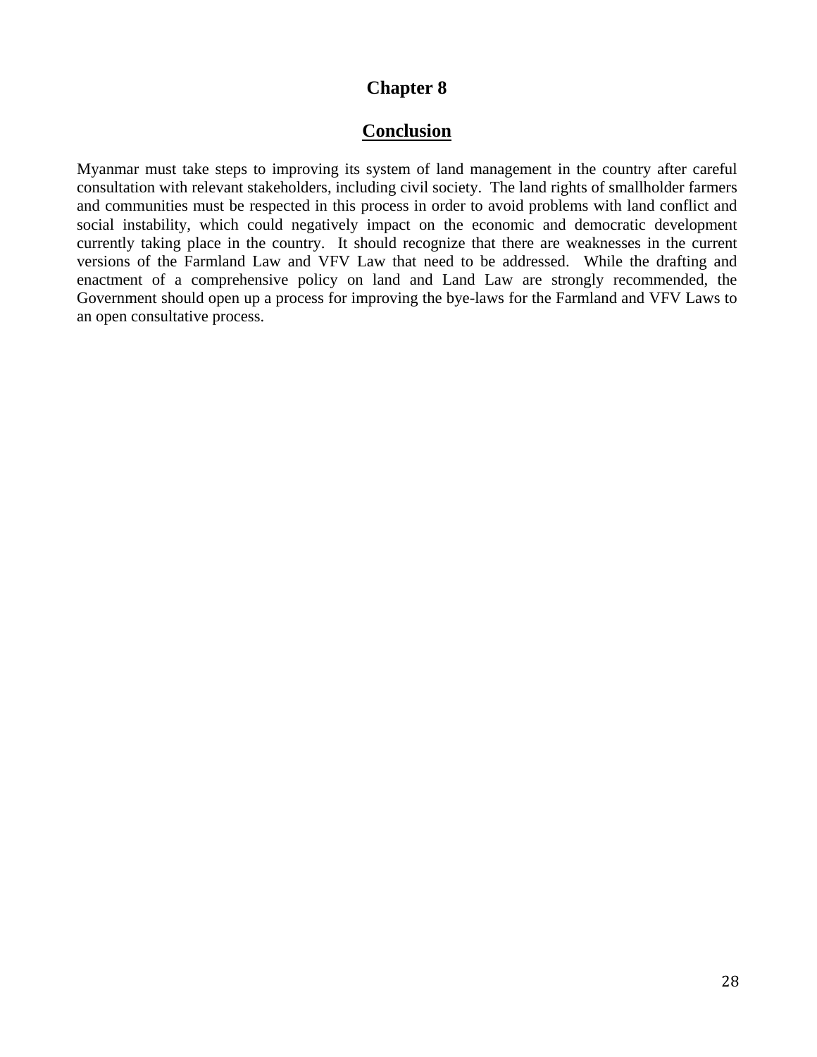# Chapter 8

## Conclusion

Myanmar must take steps to improving its system of land management in the country after careful consultation with relevant stakeholders, including civil society. The land rights of smallholder farmers and communities must be respected in this process in order to avoid problems with land conflict and social instability, which could negatively impact on the economic and democratic development currently taking place in the country. It should recognize that there are weaknesses in the current versions of the Farmland Law and VFV Law that need to be addressed. While the drafting and enactment of a comprehensive policy on land and Land Law are strongly recommended, the Government should open up a process for improving the bye-laws for the Farmland and VFV Laws to an open consultative process.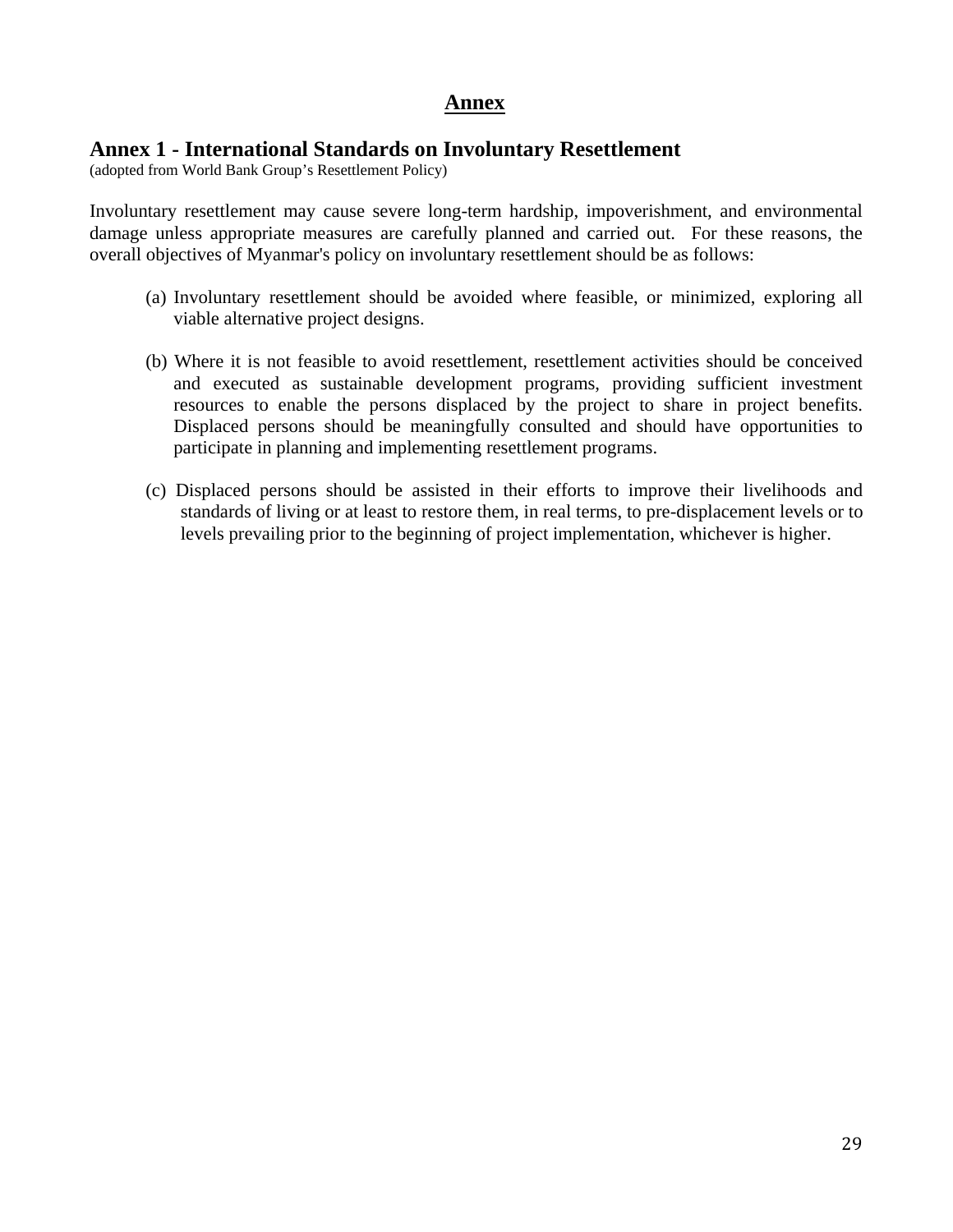# Annex

## Annex 1 - International Standards on Involuntary Resettlement

(adopted from World Bank Group's Resettlement Policy)

Involuntary resettlement may cause severe long-term hardship, impoverishment, and environmental damage unless appropriate measures are carefully planned and carried out. For these reasons, the overall objectives of Myanmar's policy on involuntary resettlement should be as follows:

(a) Involuntary resettlement should be avoided where feasible, or minimized, exploring all viable alternative project designs.

(b) Where it is not feasible to avoid resettlement, resettlement activities should be conceived and executed as sustainable development programs, providing sufficient investment resources to enable the persons displaced by the project to share in project benefits. Displaced persons should be meaningfully consulted and should have opportunities to participate in planning and implementing resettlement programs.

(c) Displaced persons should be assisted in their efforts to improve their livelihoods and standards of living or at least to restore them, in real terms, to pre-displacement levels or to levels prevailing prior to the beginning of project implementation, whichever is higher.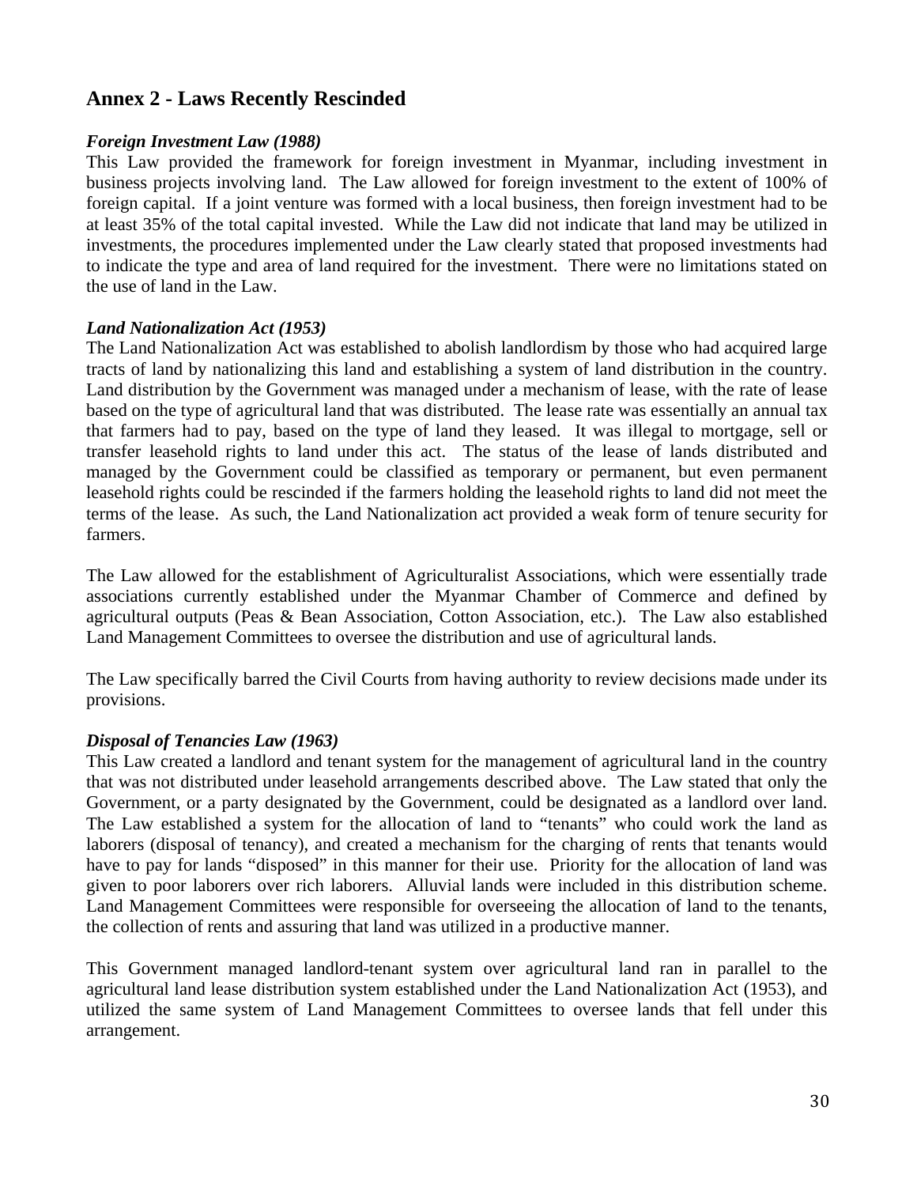## Annex 2 - Laws Recently Rescinded

***Foreign Investment Law (1988)***

This Law provided the framework for foreign investment in Myanmar, including investment in business projects involving land. The Law allowed for foreign investment to the extent of 100% of foreign capital. If a joint venture was formed with a local business, then foreign investment had to be at least 35% of the total capital invested. While the Law did not indicate that land may be utilized in investments, the procedures implemented under the Law clearly stated that proposed investments had to indicate the type and area of land required for the investment. There were no limitations stated on the use of land in the Law.

***Land Nationalization Act (1953)***

The Land Nationalization Act was established to abolish landlordism by those who had acquired large tracts of land by nationalizing this land and establishing a system of land distribution in the country. Land distribution by the Government was managed under a mechanism of lease, with the rate of lease based on the type of agricultural land that was distributed. The lease rate was essentially an annual tax that farmers had to pay, based on the type of land they leased. It was illegal to mortgage, sell or transfer leasehold rights to land under this act. The status of the lease of lands distributed and managed by the Government could be classified as temporary or permanent, but even permanent leasehold rights could be rescinded if the farmers holding the leasehold rights to land did not meet the terms of the lease. As such, the Land Nationalization act provided a weak form of tenure security for farmers.

The Law allowed for the establishment of Agriculturalist Associations, which were essentially trade associations currently established under the Myanmar Chamber of Commerce and defined by agricultural outputs (Peas & Bean Association, Cotton Association, etc.). The Law also established Land Management Committees to oversee the distribution and use of agricultural lands.

The Law specifically barred the Civil Courts from having authority to review decisions made under its provisions.

***Disposal of Tenancies Law (1963)***

This Law created a landlord and tenant system for the management of agricultural land in the country that was not distributed under leasehold arrangements described above. The Law stated that only the Government, or a party designated by the Government, could be designated as a landlord over land. The Law established a system for the allocation of land to "tenants" who could work the land as laborers (disposal of tenancy), and created a mechanism for the charging of rents that tenants would have to pay for lands "disposed" in this manner for their use. Priority for the allocation of land was given to poor laborers over rich laborers. Alluvial lands were included in this distribution scheme. Land Management Committees were responsible for overseeing the allocation of land to the tenants, the collection of rents and assuring that land was utilized in a productive manner.

This Government managed landlord-tenant system over agricultural land ran in parallel to the agricultural land lease distribution system established under the Land Nationalization Act (1953), and utilized the same system of Land Management Committees to oversee lands that fell under this arrangement.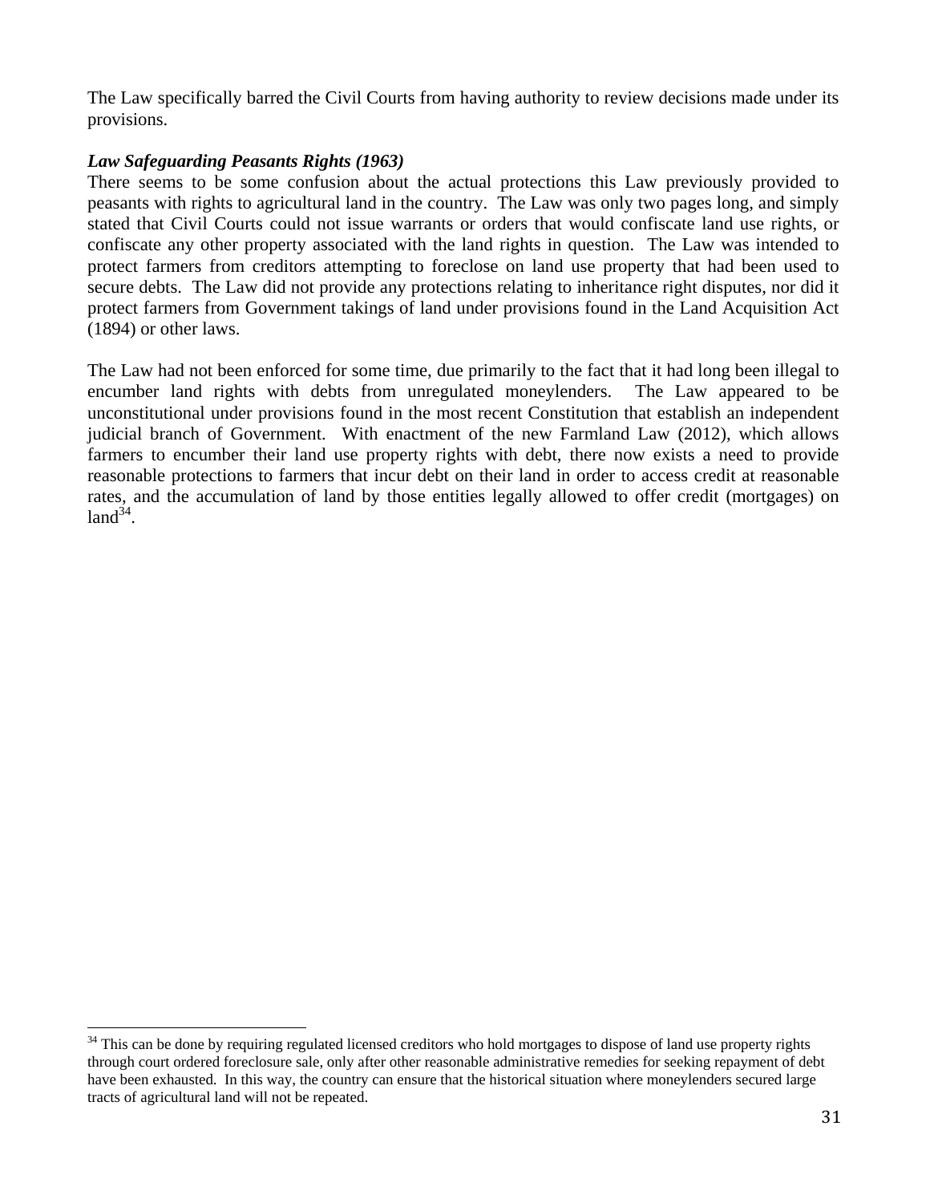The Law specifically barred the Civil Courts from having authority to review decisions made under its provisions.

***Law Safeguarding Peasants Rights (1963)***
There seems to be some confusion about the actual protections this Law previously provided to peasants with rights to agricultural land in the country. The Law was only two pages long, and simply stated that Civil Courts could not issue warrants or orders that would confiscate land use rights, or confiscate any other property associated with the land rights in question. The Law was intended to protect farmers from creditors attempting to foreclose on land use property that had been used to secure debts. The Law did not provide any protections relating to inheritance right disputes, nor did it protect farmers from Government takings of land under provisions found in the Land Acquisition Act (1894) or other laws.

The Law had not been enforced for some time, due primarily to the fact that it had long been illegal to encumber land rights with debts from unregulated moneylenders. The Law appeared to be unconstitutional under provisions found in the most recent Constitution that establish an independent judicial branch of Government. With enactment of the new Farmland Law (2012), which allows farmers to encumber their land use property rights with debt, there now exists a need to provide reasonable protections to farmers that incur debt on their land in order to access credit at reasonable rates, and the accumulation of land by those entities legally allowed to offer credit (mortgages) on land[34].

---

[34] This can be done by requiring regulated licensed creditors who hold mortgages to dispose of land use property rights through court ordered foreclosure sale, only after other reasonable administrative remedies for seeking repayment of debt have been exhausted. In this way, the country can ensure that the historical situation where moneylenders secured large tracts of agricultural land will not be repeated.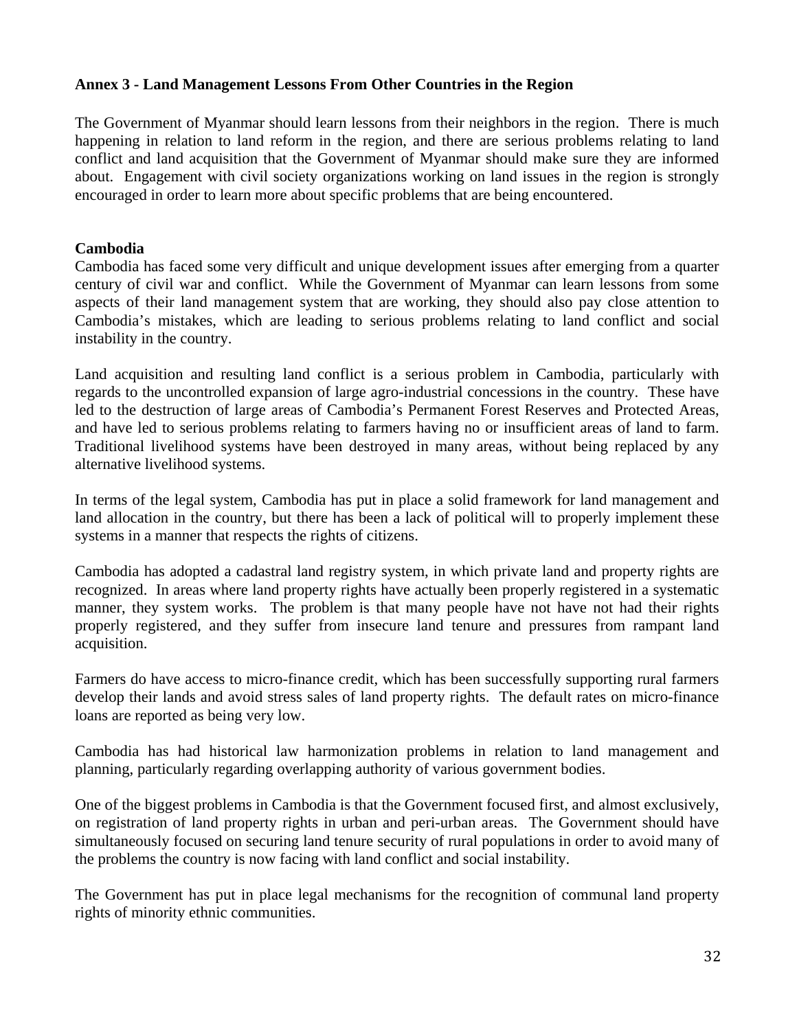### Annex 3 - Land Management Lessons From Other Countries in the Region

The Government of Myanmar should learn lessons from their neighbors in the region. There is much happening in relation to land reform in the region, and there are serious problems relating to land conflict and land acquisition that the Government of Myanmar should make sure they are informed about. Engagement with civil society organizations working on land issues in the region is strongly encouraged in order to learn more about specific problems that are being encountered.

#### Cambodia

Cambodia has faced some very difficult and unique development issues after emerging from a quarter century of civil war and conflict. While the Government of Myanmar can learn lessons from some aspects of their land management system that are working, they should also pay close attention to Cambodia's mistakes, which are leading to serious problems relating to land conflict and social instability in the country.

Land acquisition and resulting land conflict is a serious problem in Cambodia, particularly with regards to the uncontrolled expansion of large agro-industrial concessions in the country. These have led to the destruction of large areas of Cambodia's Permanent Forest Reserves and Protected Areas, and have led to serious problems relating to farmers having no or insufficient areas of land to farm. Traditional livelihood systems have been destroyed in many areas, without being replaced by any alternative livelihood systems.

In terms of the legal system, Cambodia has put in place a solid framework for land management and land allocation in the country, but there has been a lack of political will to properly implement these systems in a manner that respects the rights of citizens.

Cambodia has adopted a cadastral land registry system, in which private land and property rights are recognized. In areas where land property rights have actually been properly registered in a systematic manner, they system works. The problem is that many people have not have not had their rights properly registered, and they suffer from insecure land tenure and pressures from rampant land acquisition.

Farmers do have access to micro-finance credit, which has been successfully supporting rural farmers develop their lands and avoid stress sales of land property rights. The default rates on micro-finance loans are reported as being very low.

Cambodia has had historical law harmonization problems in relation to land management and planning, particularly regarding overlapping authority of various government bodies.

One of the biggest problems in Cambodia is that the Government focused first, and almost exclusively, on registration of land property rights in urban and peri-urban areas. The Government should have simultaneously focused on securing land tenure security of rural populations in order to avoid many of the problems the country is now facing with land conflict and social instability.

The Government has put in place legal mechanisms for the recognition of communal land property rights of minority ethnic communities.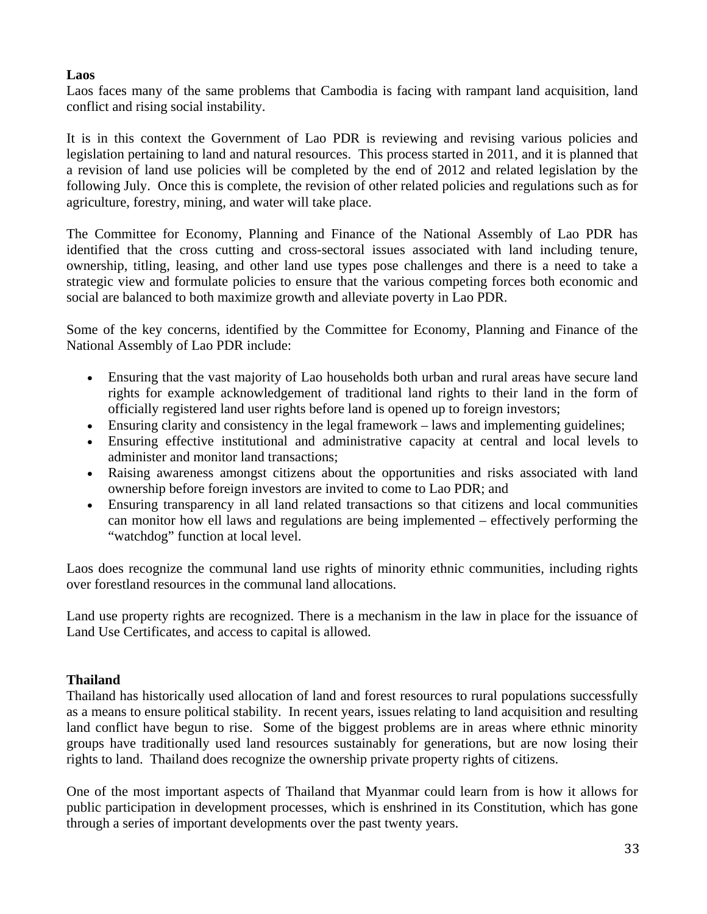**Laos**

Laos faces many of the same problems that Cambodia is facing with rampant land acquisition, land conflict and rising social instability.

It is in this context the Government of Lao PDR is reviewing and revising various policies and legislation pertaining to land and natural resources. This process started in 2011, and it is planned that a revision of land use policies will be completed by the end of 2012 and related legislation by the following July. Once this is complete, the revision of other related policies and regulations such as for agriculture, forestry, mining, and water will take place.

The Committee for Economy, Planning and Finance of the National Assembly of Lao PDR has identified that the cross cutting and cross-sectoral issues associated with land including tenure, ownership, titling, leasing, and other land use types pose challenges and there is a need to take a strategic view and formulate policies to ensure that the various competing forces both economic and social are balanced to both maximize growth and alleviate poverty in Lao PDR.

Some of the key concerns, identified by the Committee for Economy, Planning and Finance of the National Assembly of Lao PDR include:

- Ensuring that the vast majority of Lao households both urban and rural areas have secure land rights for example acknowledgement of traditional land rights to their land in the form of officially registered land user rights before land is opened up to foreign investors;
- Ensuring clarity and consistency in the legal framework – laws and implementing guidelines;
- Ensuring effective institutional and administrative capacity at central and local levels to administer and monitor land transactions;
- Raising awareness amongst citizens about the opportunities and risks associated with land ownership before foreign investors are invited to come to Lao PDR; and
- Ensuring transparency in all land related transactions so that citizens and local communities can monitor how ell laws and regulations are being implemented – effectively performing the "watchdog" function at local level.

Laos does recognize the communal land use rights of minority ethnic communities, including rights over forestland resources in the communal land allocations.

Land use property rights are recognized. There is a mechanism in the law in place for the issuance of Land Use Certificates, and access to capital is allowed.

**Thailand**

Thailand has historically used allocation of land and forest resources to rural populations successfully as a means to ensure political stability. In recent years, issues relating to land acquisition and resulting land conflict have begun to rise. Some of the biggest problems are in areas where ethnic minority groups have traditionally used land resources sustainably for generations, but are now losing their rights to land. Thailand does recognize the ownership private property rights of citizens.

One of the most important aspects of Thailand that Myanmar could learn from is how it allows for public participation in development processes, which is enshrined in its Constitution, which has gone through a series of important developments over the past twenty years.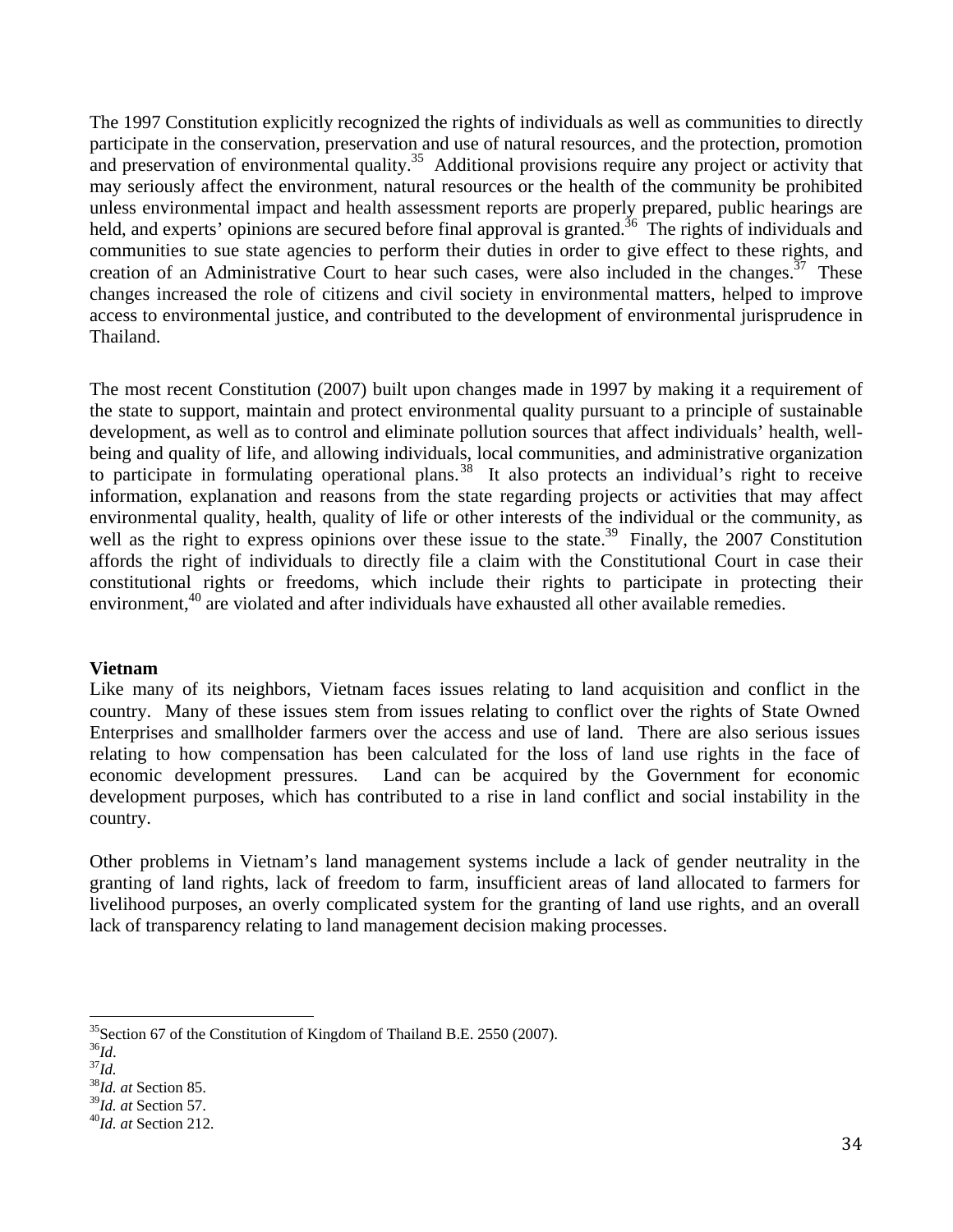The 1997 Constitution explicitly recognized the rights of individuals as well as communities to directly participate in the conservation, preservation and use of natural resources, and the protection, promotion and preservation of environmental quality.[35] Additional provisions require any project or activity that may seriously affect the environment, natural resources or the health of the community be prohibited unless environmental impact and health assessment reports are properly prepared, public hearings are held, and experts' opinions are secured before final approval is granted.[36] The rights of individuals and communities to sue state agencies to perform their duties in order to give effect to these rights, and creation of an Administrative Court to hear such cases, were also included in the changes.[37] These changes increased the role of citizens and civil society in environmental matters, helped to improve access to environmental justice, and contributed to the development of environmental jurisprudence in Thailand.

The most recent Constitution (2007) built upon changes made in 1997 by making it a requirement of the state to support, maintain and protect environmental quality pursuant to a principle of sustainable development, as well as to control and eliminate pollution sources that affect individuals' health, well-being and quality of life, and allowing individuals, local communities, and administrative organization to participate in formulating operational plans.[38] It also protects an individual's right to receive information, explanation and reasons from the state regarding projects or activities that may affect environmental quality, health, quality of life or other interests of the individual or the community, as well as the right to express opinions over these issue to the state.[39] Finally, the 2007 Constitution affords the right of individuals to directly file a claim with the Constitutional Court in case their constitutional rights or freedoms, which include their rights to participate in protecting their environment,[40] are violated and after individuals have exhausted all other available remedies.

**Vietnam**

Like many of its neighbors, Vietnam faces issues relating to land acquisition and conflict in the country. Many of these issues stem from issues relating to conflict over the rights of State Owned Enterprises and smallholder farmers over the access and use of land. There are also serious issues relating to how compensation has been calculated for the loss of land use rights in the face of economic development pressures. Land can be acquired by the Government for economic development purposes, which has contributed to a rise in land conflict and social instability in the country.

Other problems in Vietnam's land management systems include a lack of gender neutrality in the granting of land rights, lack of freedom to farm, insufficient areas of land allocated to farmers for livelihood purposes, an overly complicated system for the granting of land use rights, and an overall lack of transparency relating to land management decision making processes.

---

[35] Section 67 of the Constitution of Kingdom of Thailand B.E. 2550 (2007).
[36] *Id*.
[37] *Id.*
[38] *Id. at* Section 85.
[39] *Id. at* Section 57.
[40] *Id. at* Section 212.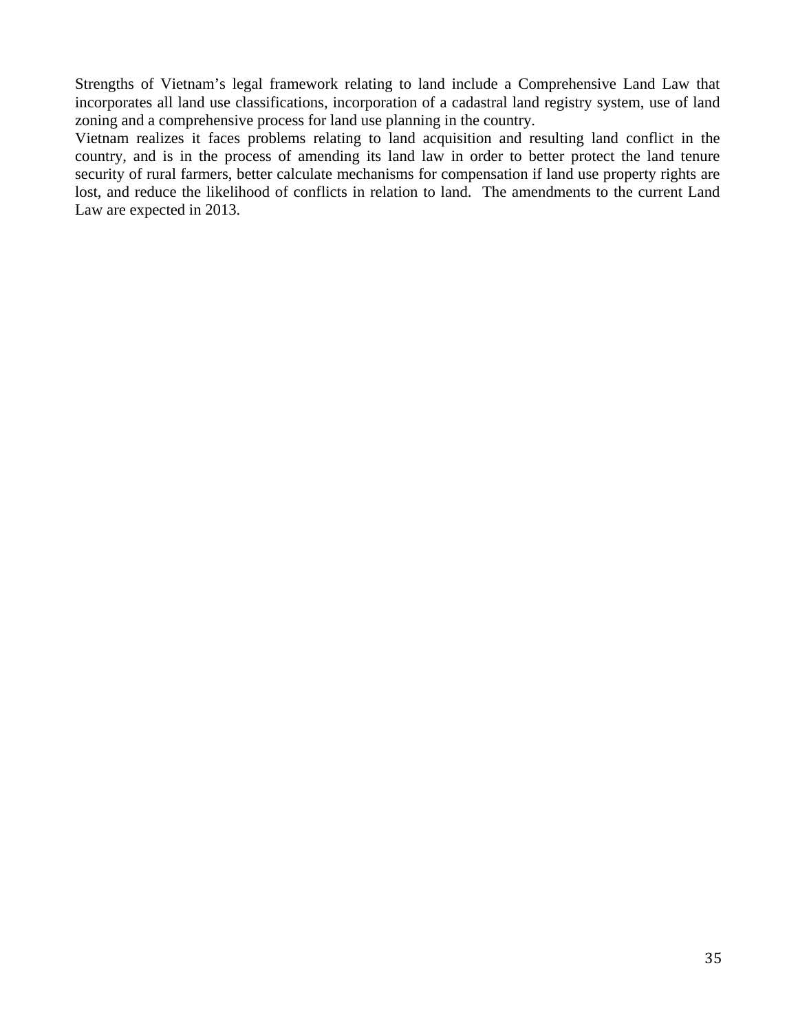Strengths of Vietnam's legal framework relating to land include a Comprehensive Land Law that incorporates all land use classifications, incorporation of a cadastral land registry system, use of land zoning and a comprehensive process for land use planning in the country.

Vietnam realizes it faces problems relating to land acquisition and resulting land conflict in the country, and is in the process of amending its land law in order to better protect the land tenure security of rural farmers, better calculate mechanisms for compensation if land use property rights are lost, and reduce the likelihood of conflicts in relation to land. The amendments to the current Land Law are expected in 2013.